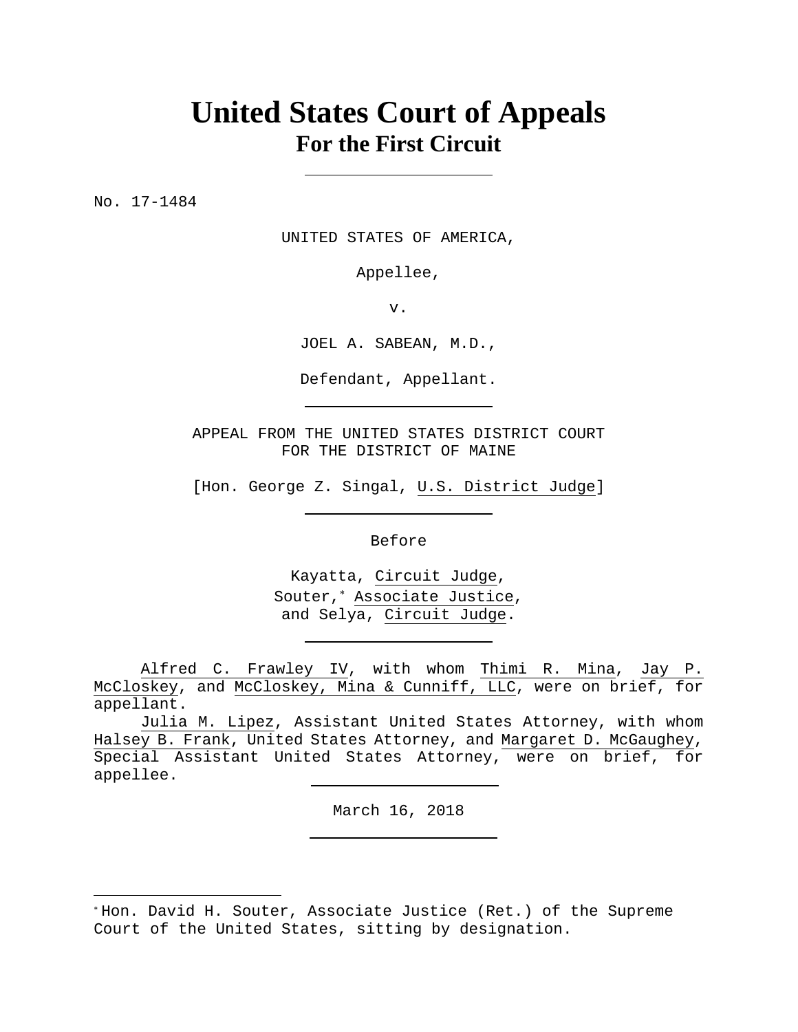# United States Court of Appeals
## For the First Circuit

---

No. 17-1484

UNITED STATES OF AMERICA,

Appellee,

v.

JOEL A. SABEAN, M.D.,

Defendant, Appellant.

---

APPEAL FROM THE UNITED STATES DISTRICT COURT
FOR THE DISTRICT OF MAINE

[Hon. George Z. Singal, U.S. District Judge]

---

Before

Kayatta, Circuit Judge,
Souter,[*] Associate Justice,
and Selya, Circuit Judge.

---

Alfred C. Frawley IV, with whom Thimi R. Mina, Jay P. McCloskey, and McCloskey, Mina & Cunniff, LLC, were on brief, for appellant.

Julia M. Lipez, Assistant United States Attorney, with whom Halsey B. Frank, United States Attorney, and Margaret D. McGaughey, Special Assistant United States Attorney, were on brief, for appellee.

---

March 16, 2018

---

[*] Hon. David H. Souter, Associate Justice (Ret.) of the Supreme Court of the United States, sitting by designation.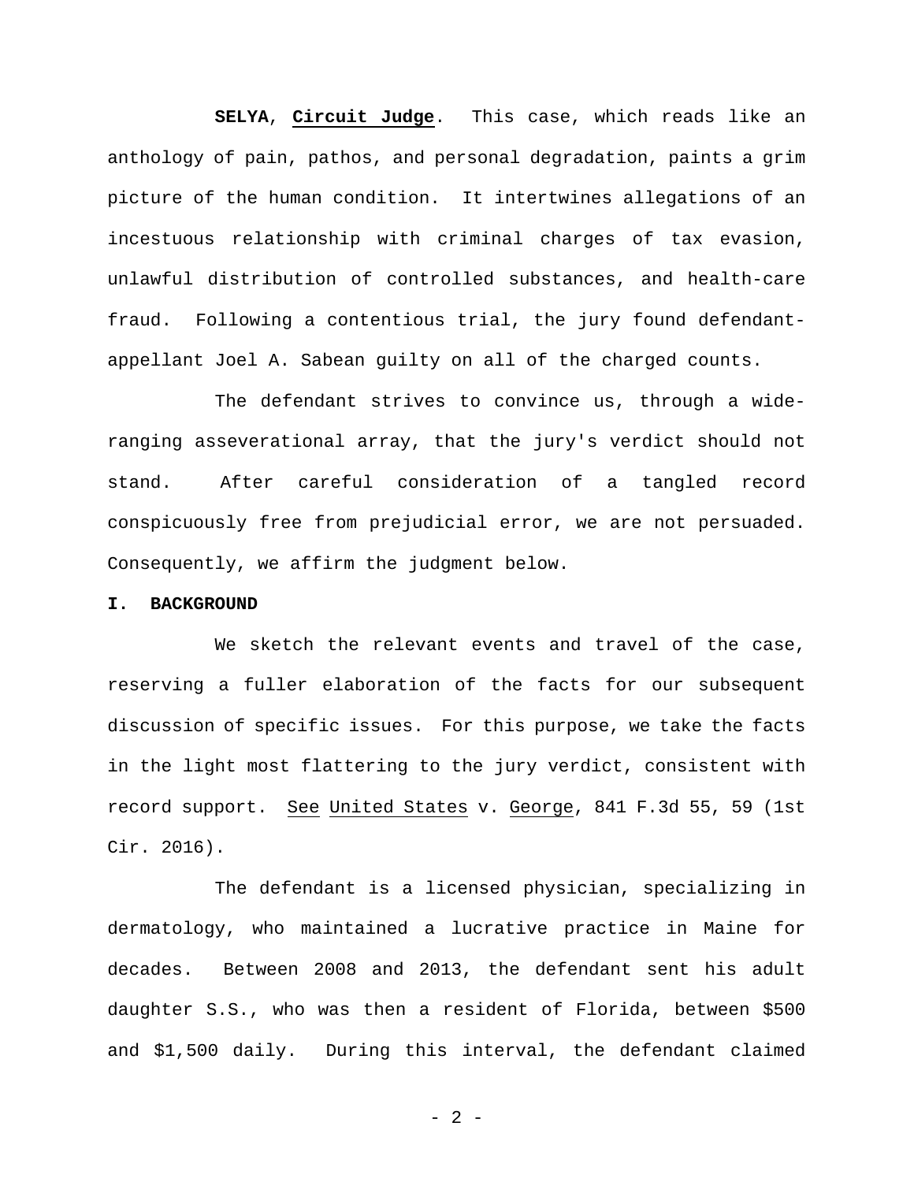**SELYA**, **Circuit Judge**. This case, which reads like an anthology of pain, pathos, and personal degradation, paints a grim picture of the human condition. It intertwines allegations of an incestuous relationship with criminal charges of tax evasion, unlawful distribution of controlled substances, and health-care fraud. Following a contentious trial, the jury found defendant-appellant Joel A. Sabean guilty on all of the charged counts.

The defendant strives to convince us, through a wide-ranging asseverational array, that the jury's verdict should not stand. After careful consideration of a tangled record conspicuously free from prejudicial error, we are not persuaded. Consequently, we affirm the judgment below.

## I. BACKGROUND

We sketch the relevant events and travel of the case, reserving a fuller elaboration of the facts for our subsequent discussion of specific issues. For this purpose, we take the facts in the light most flattering to the jury verdict, consistent with record support. See United States v. George, 841 F.3d 55, 59 (1st Cir. 2016).

The defendant is a licensed physician, specializing in dermatology, who maintained a lucrative practice in Maine for decades. Between 2008 and 2013, the defendant sent his adult daughter S.S., who was then a resident of Florida, between $500 and $1,500 daily. During this interval, the defendant claimed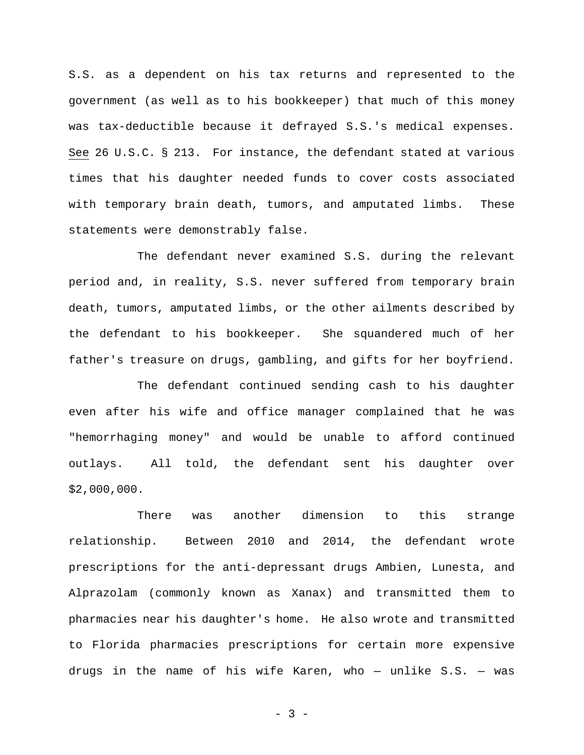S.S. as a dependent on his tax returns and represented to the government (as well as to his bookkeeper) that much of this money was tax-deductible because it defrayed S.S.'s medical expenses. See 26 U.S.C. § 213. For instance, the defendant stated at various times that his daughter needed funds to cover costs associated with temporary brain death, tumors, and amputated limbs. These statements were demonstrably false.

The defendant never examined S.S. during the relevant period and, in reality, S.S. never suffered from temporary brain death, tumors, amputated limbs, or the other ailments described by the defendant to his bookkeeper. She squandered much of her father's treasure on drugs, gambling, and gifts for her boyfriend.

The defendant continued sending cash to his daughter even after his wife and office manager complained that he was "hemorrhaging money" and would be unable to afford continued outlays. All told, the defendant sent his daughter over $2,000,000.

There was another dimension to this strange relationship. Between 2010 and 2014, the defendant wrote prescriptions for the anti-depressant drugs Ambien, Lunesta, and Alprazolam (commonly known as Xanax) and transmitted them to pharmacies near his daughter's home. He also wrote and transmitted to Florida pharmacies prescriptions for certain more expensive drugs in the name of his wife Karen, who — unlike S.S. — was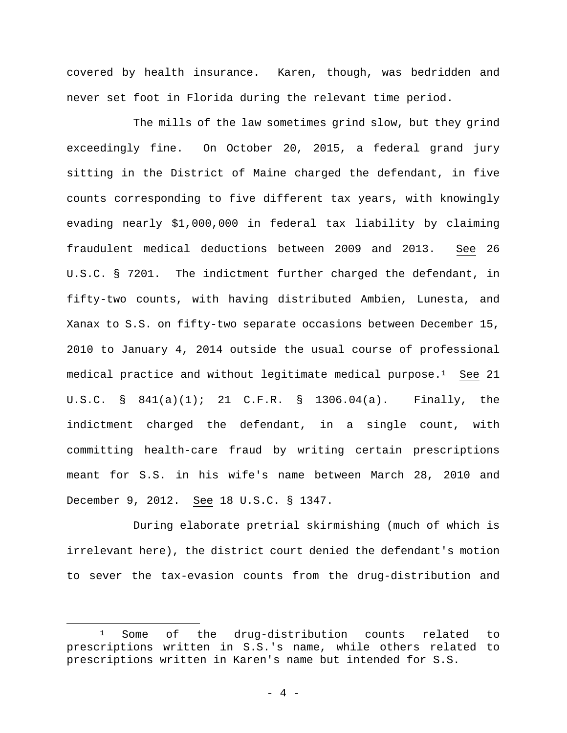covered by health insurance. Karen, though, was bedridden and never set foot in Florida during the relevant time period.

The mills of the law sometimes grind slow, but they grind exceedingly fine. On October 20, 2015, a federal grand jury sitting in the District of Maine charged the defendant, in five counts corresponding to five different tax years, with knowingly evading nearly $1,000,000 in federal tax liability by claiming fraudulent medical deductions between 2009 and 2013. See 26 U.S.C. § 7201. The indictment further charged the defendant, in fifty-two counts, with having distributed Ambien, Lunesta, and Xanax to S.S. on fifty-two separate occasions between December 15, 2010 to January 4, 2014 outside the usual course of professional medical practice and without legitimate medical purpose.[1] See 21 U.S.C. § 841(a)(1); 21 C.F.R. § 1306.04(a). Finally, the indictment charged the defendant, in a single count, with committing health-care fraud by writing certain prescriptions meant for S.S. in his wife's name between March 28, 2010 and December 9, 2012. See 18 U.S.C. § 1347.

During elaborate pretrial skirmishing (much of which is irrelevant here), the district court denied the defendant's motion to sever the tax-evasion counts from the drug-distribution and

---

[1] Some of the drug-distribution counts related to prescriptions written in S.S.'s name, while others related to prescriptions written in Karen's name but intended for S.S.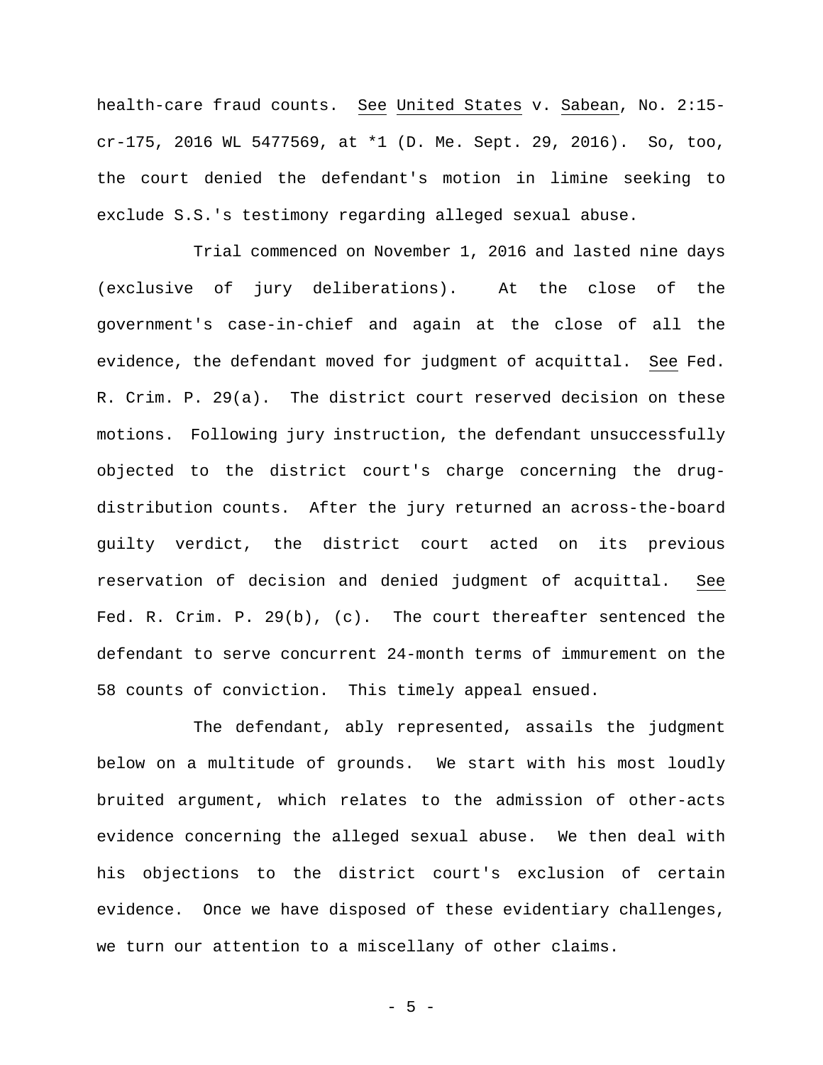health-care fraud counts. See United States v. Sabean, No. 2:15-cr-175, 2016 WL 5477569, at *1 (D. Me. Sept. 29, 2016). So, too, the court denied the defendant's motion in limine seeking to exclude S.S.'s testimony regarding alleged sexual abuse.

Trial commenced on November 1, 2016 and lasted nine days (exclusive of jury deliberations). At the close of the government's case-in-chief and again at the close of all the evidence, the defendant moved for judgment of acquittal. See Fed. R. Crim. P. 29(a). The district court reserved decision on these motions. Following jury instruction, the defendant unsuccessfully objected to the district court's charge concerning the drug-distribution counts. After the jury returned an across-the-board guilty verdict, the district court acted on its previous reservation of decision and denied judgment of acquittal. See Fed. R. Crim. P. 29(b), (c). The court thereafter sentenced the defendant to serve concurrent 24-month terms of immurement on the 58 counts of conviction. This timely appeal ensued.

The defendant, ably represented, assails the judgment below on a multitude of grounds. We start with his most loudly bruited argument, which relates to the admission of other-acts evidence concerning the alleged sexual abuse. We then deal with his objections to the district court's exclusion of certain evidence. Once we have disposed of these evidentiary challenges, we turn our attention to a miscellany of other claims.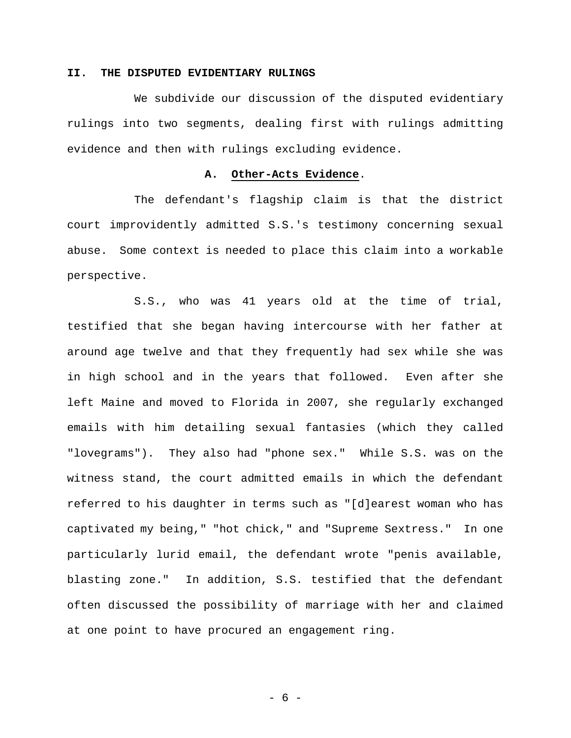## II. THE DISPUTED EVIDENTIARY RULINGS

We subdivide our discussion of the disputed evidentiary rulings into two segments, dealing first with rulings admitting evidence and then with rulings excluding evidence.

### A. **Other-Acts Evidence**.

The defendant's flagship claim is that the district court improvidently admitted S.S.'s testimony concerning sexual abuse. Some context is needed to place this claim into a workable perspective.

S.S., who was 41 years old at the time of trial, testified that she began having intercourse with her father at around age twelve and that they frequently had sex while she was in high school and in the years that followed. Even after she left Maine and moved to Florida in 2007, she regularly exchanged emails with him detailing sexual fantasies (which they called "lovegrams"). They also had "phone sex." While S.S. was on the witness stand, the court admitted emails in which the defendant referred to his daughter in terms such as "[d]earest woman who has captivated my being," "hot chick," and "Supreme Sextress." In one particularly lurid email, the defendant wrote "penis available, blasting zone." In addition, S.S. testified that the defendant often discussed the possibility of marriage with her and claimed at one point to have procured an engagement ring.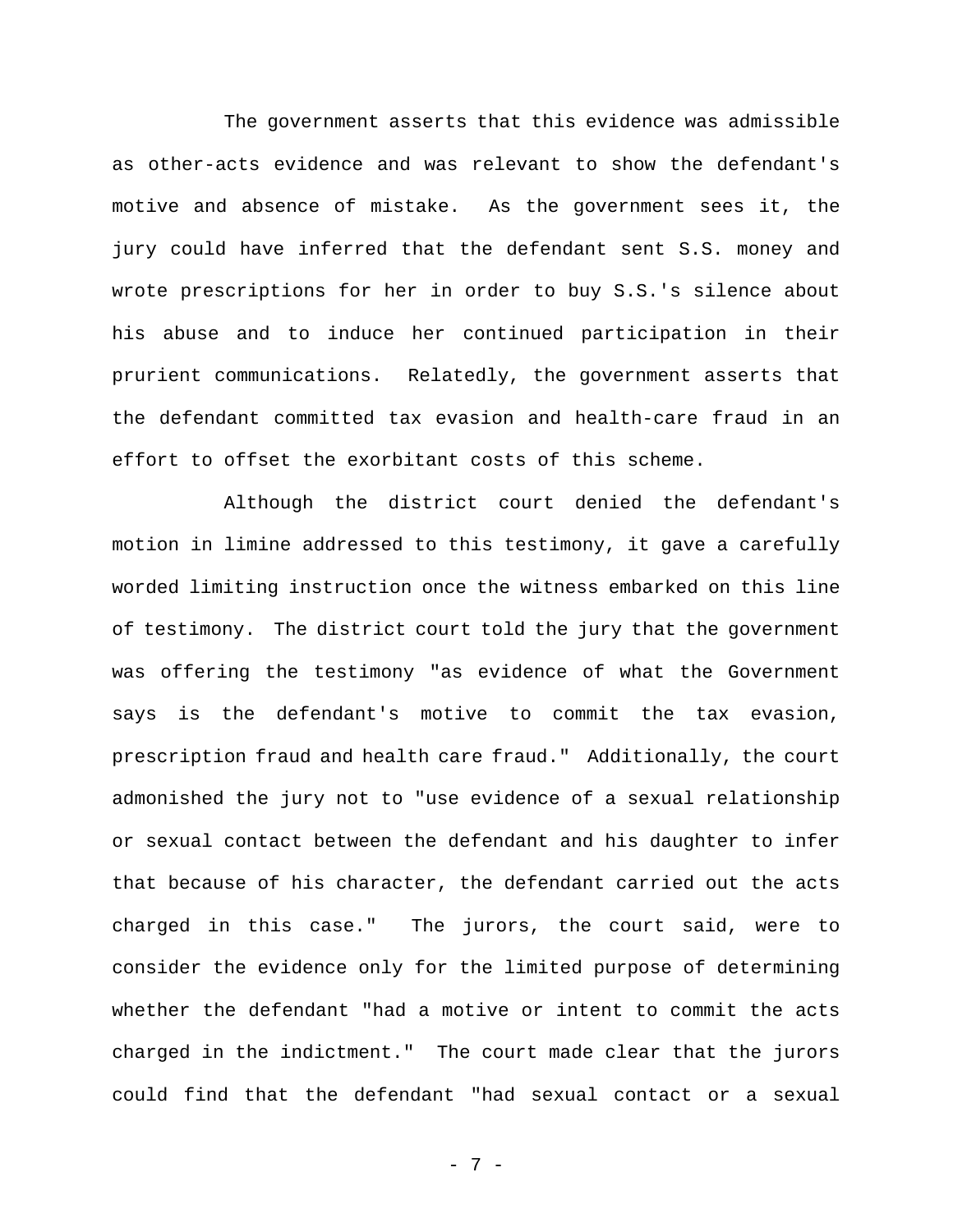The government asserts that this evidence was admissible as other-acts evidence and was relevant to show the defendant's motive and absence of mistake. As the government sees it, the jury could have inferred that the defendant sent S.S. money and wrote prescriptions for her in order to buy S.S.'s silence about his abuse and to induce her continued participation in their prurient communications. Relatedly, the government asserts that the defendant committed tax evasion and health-care fraud in an effort to offset the exorbitant costs of this scheme.

Although the district court denied the defendant's motion in limine addressed to this testimony, it gave a carefully worded limiting instruction once the witness embarked on this line of testimony. The district court told the jury that the government was offering the testimony "as evidence of what the Government says is the defendant's motive to commit the tax evasion, prescription fraud and health care fraud." Additionally, the court admonished the jury not to "use evidence of a sexual relationship or sexual contact between the defendant and his daughter to infer that because of his character, the defendant carried out the acts charged in this case." The jurors, the court said, were to consider the evidence only for the limited purpose of determining whether the defendant "had a motive or intent to commit the acts charged in the indictment." The court made clear that the jurors could find that the defendant "had sexual contact or a sexual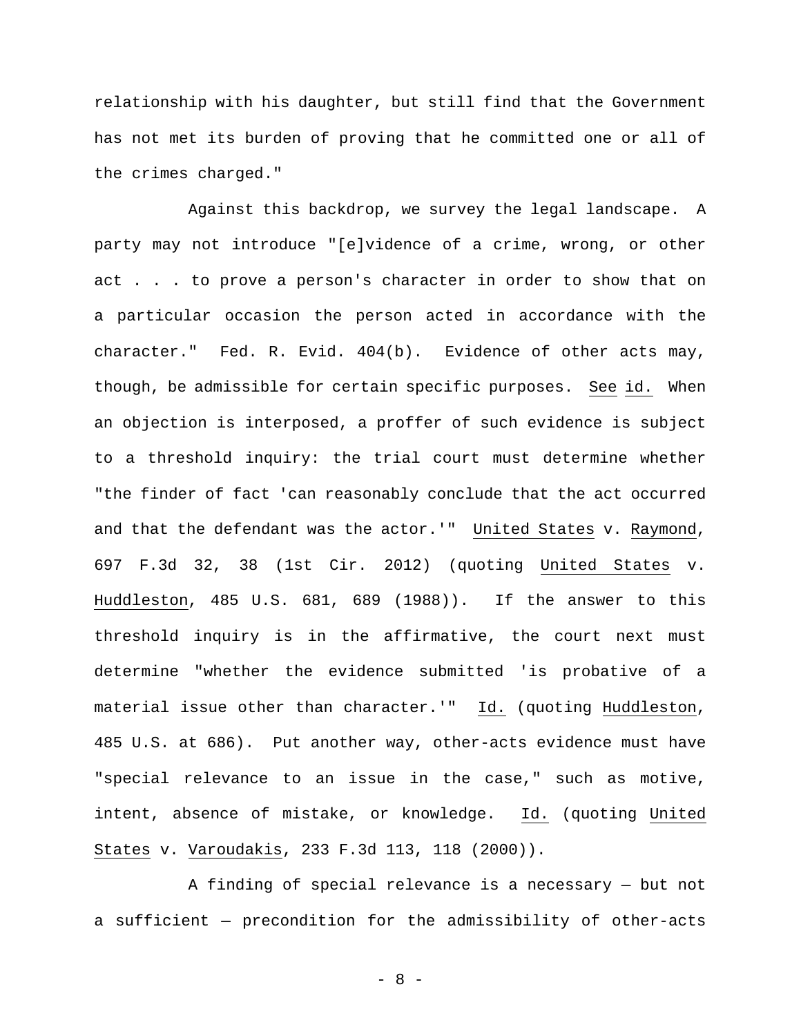relationship with his daughter, but still find that the Government has not met its burden of proving that he committed one or all of the crimes charged."

Against this backdrop, we survey the legal landscape. A party may not introduce "[e]vidence of a crime, wrong, or other act . . . to prove a person's character in order to show that on a particular occasion the person acted in accordance with the character." Fed. R. Evid. 404(b). Evidence of other acts may, though, be admissible for certain specific purposes. See id. When an objection is interposed, a proffer of such evidence is subject to a threshold inquiry: the trial court must determine whether "the finder of fact 'can reasonably conclude that the act occurred and that the defendant was the actor.'" United States v. Raymond, 697 F.3d 32, 38 (1st Cir. 2012) (quoting United States v. Huddleston, 485 U.S. 681, 689 (1988)). If the answer to this threshold inquiry is in the affirmative, the court next must determine "whether the evidence submitted 'is probative of a material issue other than character.'" Id. (quoting Huddleston, 485 U.S. at 686). Put another way, other-acts evidence must have "special relevance to an issue in the case," such as motive, intent, absence of mistake, or knowledge. Id. (quoting United States v. Varoudakis, 233 F.3d 113, 118 (2000)).

A finding of special relevance is a necessary — but not a sufficient — precondition for the admissibility of other-acts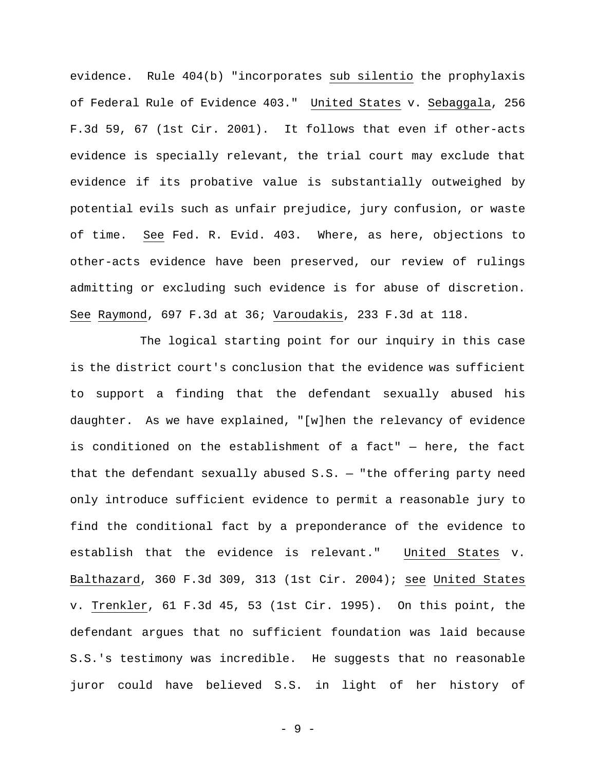evidence. Rule 404(b) "incorporates _sub silentio_ the prophylaxis of Federal Rule of Evidence 403." _United States_ v. _Sebaggala_, 256 F.3d 59, 67 (1st Cir. 2001). It follows that even if other-acts evidence is specially relevant, the trial court may exclude that evidence if its probative value is substantially outweighed by potential evils such as unfair prejudice, jury confusion, or waste of time. _See_ Fed. R. Evid. 403. Where, as here, objections to other-acts evidence have been preserved, our review of rulings admitting or excluding such evidence is for abuse of discretion. _See_ _Raymond_, 697 F.3d at 36; _Varoudakis_, 233 F.3d at 118.

The logical starting point for our inquiry in this case is the district court's conclusion that the evidence was sufficient to support a finding that the defendant sexually abused his daughter. As we have explained, "[w]hen the relevancy of evidence is conditioned on the establishment of a fact" — here, the fact that the defendant sexually abused S.S. — "the offering party need only introduce sufficient evidence to permit a reasonable jury to find the conditional fact by a preponderance of the evidence to establish that the evidence is relevant." _United States_ v. _Balthazard_, 360 F.3d 309, 313 (1st Cir. 2004); _see_ _United States_ v. _Trenkler_, 61 F.3d 45, 53 (1st Cir. 1995). On this point, the defendant argues that no sufficient foundation was laid because S.S.'s testimony was incredible. He suggests that no reasonable juror could have believed S.S. in light of her history of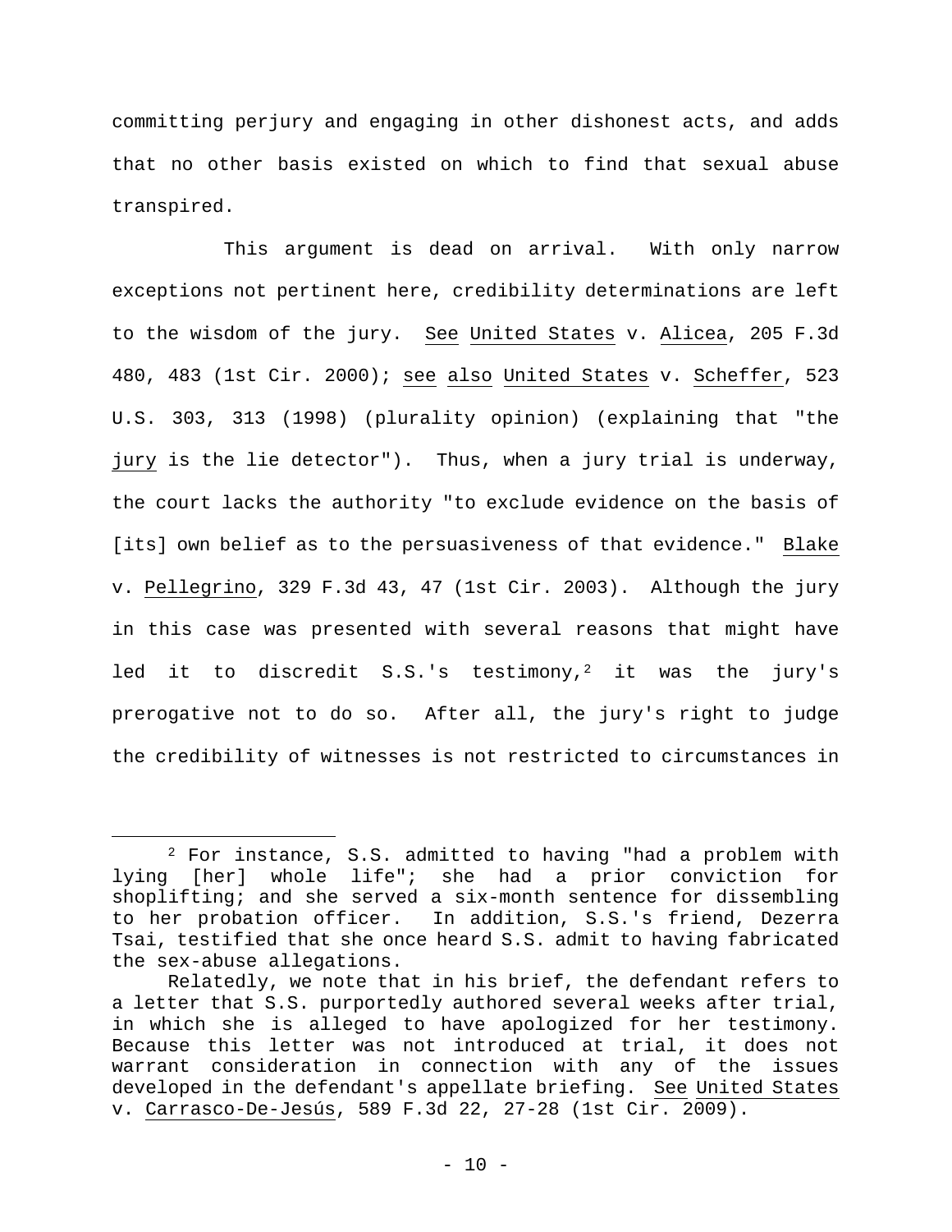committing perjury and engaging in other dishonest acts, and adds that no other basis existed on which to find that sexual abuse transpired.

This argument is dead on arrival. With only narrow exceptions not pertinent here, credibility determinations are left to the wisdom of the jury. See United States v. Alicea, 205 F.3d 480, 483 (1st Cir. 2000); see also United States v. Scheffer, 523 U.S. 303, 313 (1998) (plurality opinion) (explaining that "the jury is the lie detector"). Thus, when a jury trial is underway, the court lacks the authority "to exclude evidence on the basis of [its] own belief as to the persuasiveness of that evidence." Blake v. Pellegrino, 329 F.3d 43, 47 (1st Cir. 2003). Although the jury in this case was presented with several reasons that might have led it to discredit S.S.'s testimony,[2] it was the jury's prerogative not to do so. After all, the jury's right to judge the credibility of witnesses is not restricted to circumstances in

---

[2] For instance, S.S. admitted to having "had a problem with lying [her] whole life"; she had a prior conviction for shoplifting; and she served a six-month sentence for dissembling to her probation officer. In addition, S.S.'s friend, Dezerra Tsai, testified that she once heard S.S. admit to having fabricated the sex-abuse allegations.

Relatedly, we note that in his brief, the defendant refers to a letter that S.S. purportedly authored several weeks after trial, in which she is alleged to have apologized for her testimony. Because this letter was not introduced at trial, it does not warrant consideration in connection with any of the issues developed in the defendant's appellate briefing. See United States v. Carrasco-De-Jesús, 589 F.3d 22, 27-28 (1st Cir. 2009).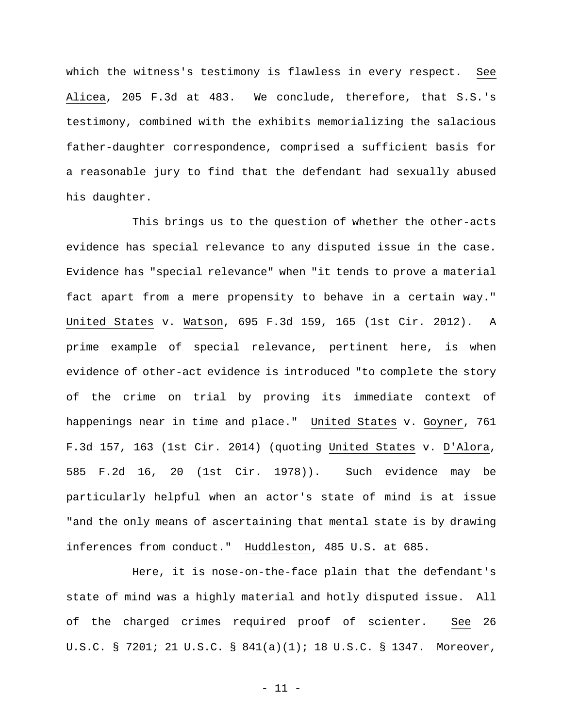which the witness's testimony is flawless in every respect. See *Alicea*, 205 F.3d at 483. We conclude, therefore, that S.S.'s testimony, combined with the exhibits memorializing the salacious father-daughter correspondence, comprised a sufficient basis for a reasonable jury to find that the defendant had sexually abused his daughter.

This brings us to the question of whether the other-acts evidence has special relevance to any disputed issue in the case. Evidence has "special relevance" when "it tends to prove a material fact apart from a mere propensity to behave in a certain way." *United States* v. *Watson*, 695 F.3d 159, 165 (1st Cir. 2012). A prime example of special relevance, pertinent here, is when evidence of other-act evidence is introduced "to complete the story of the crime on trial by proving its immediate context of happenings near in time and place." *United States* v. *Goyner*, 761 F.3d 157, 163 (1st Cir. 2014) (quoting *United States* v. *D'Alora*, 585 F.2d 16, 20 (1st Cir. 1978)). Such evidence may be particularly helpful when an actor's state of mind is at issue "and the only means of ascertaining that mental state is by drawing inferences from conduct." *Huddleston*, 485 U.S. at 685.

Here, it is nose-on-the-face plain that the defendant's state of mind was a highly material and hotly disputed issue. All of the charged crimes required proof of scienter. See 26 U.S.C. § 7201; 21 U.S.C. § 841(a)(1); 18 U.S.C. § 1347. Moreover,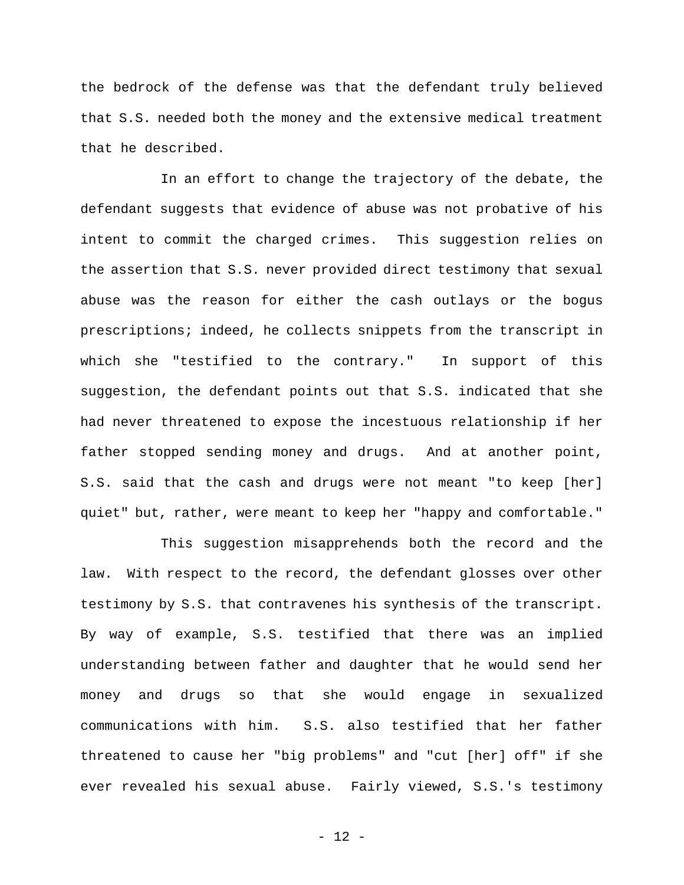the bedrock of the defense was that the defendant truly believed that S.S. needed both the money and the extensive medical treatment that he described.

In an effort to change the trajectory of the debate, the defendant suggests that evidence of abuse was not probative of his intent to commit the charged crimes. This suggestion relies on the assertion that S.S. never provided direct testimony that sexual abuse was the reason for either the cash outlays or the bogus prescriptions; indeed, he collects snippets from the transcript in which she "testified to the contrary." In support of this suggestion, the defendant points out that S.S. indicated that she had never threatened to expose the incestuous relationship if her father stopped sending money and drugs. And at another point, S.S. said that the cash and drugs were not meant "to keep [her] quiet" but, rather, were meant to keep her "happy and comfortable."

This suggestion misapprehends both the record and the law. With respect to the record, the defendant glosses over other testimony by S.S. that contravenes his synthesis of the transcript. By way of example, S.S. testified that there was an implied understanding between father and daughter that he would send her money and drugs so that she would engage in sexualized communications with him. S.S. also testified that her father threatened to cause her "big problems" and "cut [her] off" if she ever revealed his sexual abuse. Fairly viewed, S.S.'s testimony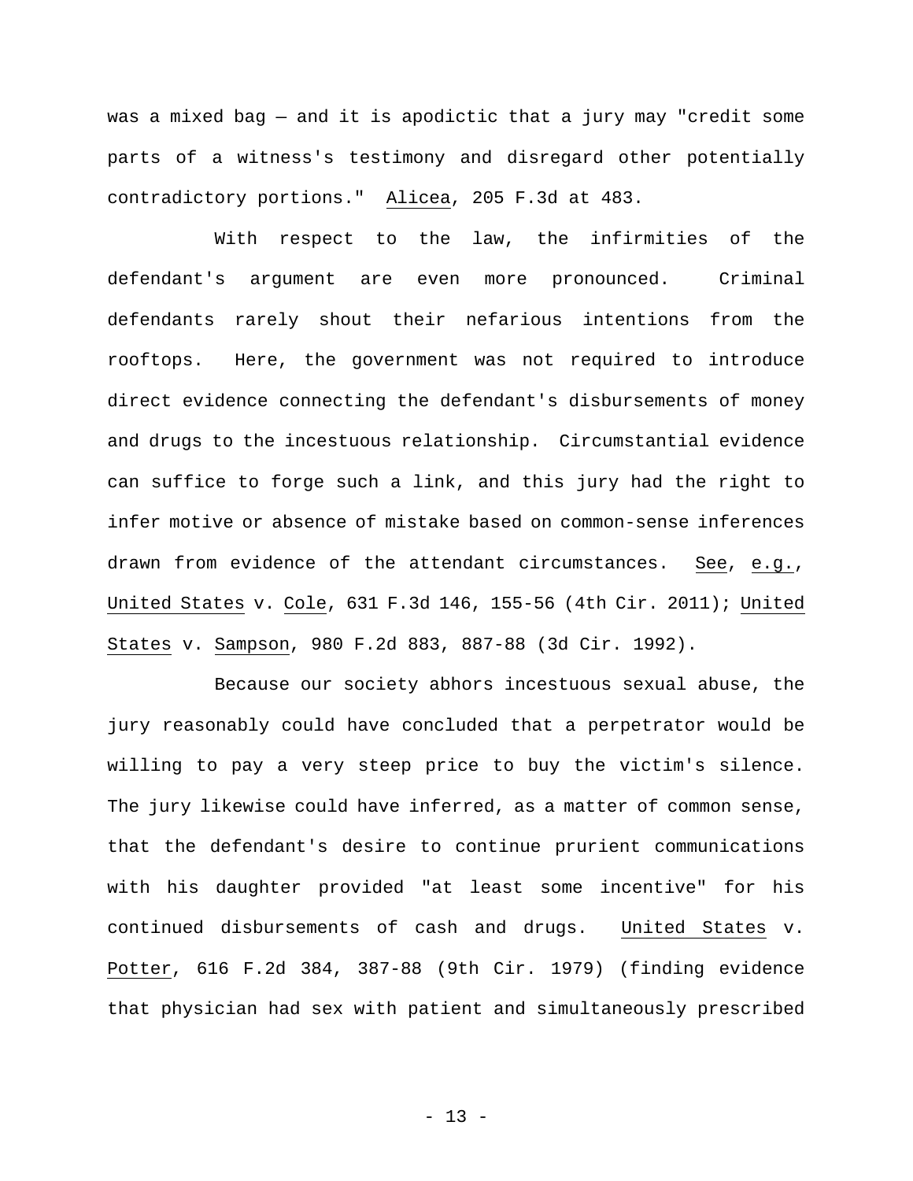was a mixed bag — and it is apodictic that a jury may "credit some parts of a witness's testimony and disregard other potentially contradictory portions." Alicea, 205 F.3d at 483.

With respect to the law, the infirmities of the defendant's argument are even more pronounced. Criminal defendants rarely shout their nefarious intentions from the rooftops. Here, the government was not required to introduce direct evidence connecting the defendant's disbursements of money and drugs to the incestuous relationship. Circumstantial evidence can suffice to forge such a link, and this jury had the right to infer motive or absence of mistake based on common-sense inferences drawn from evidence of the attendant circumstances. See, e.g., United States v. Cole, 631 F.3d 146, 155-56 (4th Cir. 2011); United States v. Sampson, 980 F.2d 883, 887-88 (3d Cir. 1992).

Because our society abhors incestuous sexual abuse, the jury reasonably could have concluded that a perpetrator would be willing to pay a very steep price to buy the victim's silence. The jury likewise could have inferred, as a matter of common sense, that the defendant's desire to continue prurient communications with his daughter provided "at least some incentive" for his continued disbursements of cash and drugs. United States v. Potter, 616 F.2d 384, 387-88 (9th Cir. 1979) (finding evidence that physician had sex with patient and simultaneously prescribed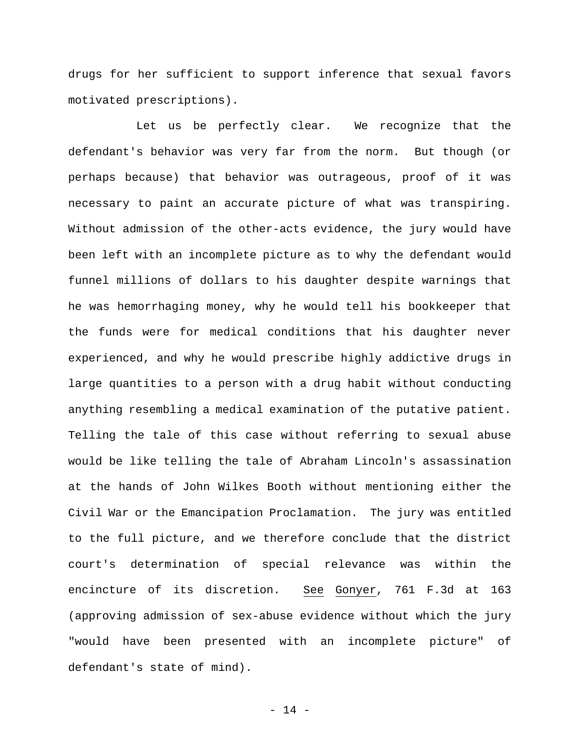drugs for her sufficient to support inference that sexual favors motivated prescriptions).

Let us be perfectly clear. We recognize that the defendant's behavior was very far from the norm. But though (or perhaps because) that behavior was outrageous, proof of it was necessary to paint an accurate picture of what was transpiring. Without admission of the other-acts evidence, the jury would have been left with an incomplete picture as to why the defendant would funnel millions of dollars to his daughter despite warnings that he was hemorrhaging money, why he would tell his bookkeeper that the funds were for medical conditions that his daughter never experienced, and why he would prescribe highly addictive drugs in large quantities to a person with a drug habit without conducting anything resembling a medical examination of the putative patient. Telling the tale of this case without referring to sexual abuse would be like telling the tale of Abraham Lincoln's assassination at the hands of John Wilkes Booth without mentioning either the Civil War or the Emancipation Proclamation. The jury was entitled to the full picture, and we therefore conclude that the district court's determination of special relevance was within the encincture of its discretion. See Gonyer, 761 F.3d at 163 (approving admission of sex-abuse evidence without which the jury "would have been presented with an incomplete picture" of defendant's state of mind).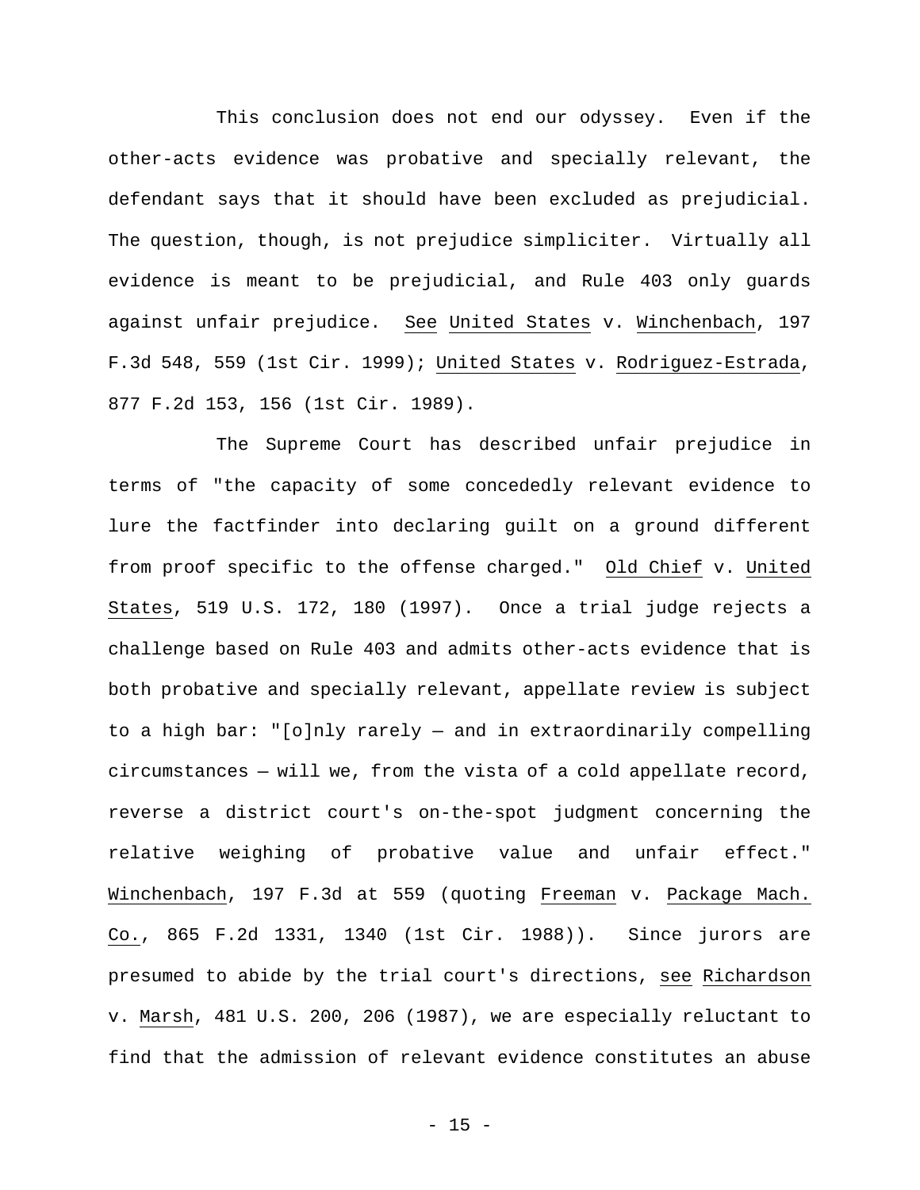This conclusion does not end our odyssey. Even if the other-acts evidence was probative and specially relevant, the defendant says that it should have been excluded as prejudicial. The question, though, is not prejudice simpliciter. Virtually all evidence is meant to be prejudicial, and Rule 403 only guards against unfair prejudice. See United States v. Winchenbach, 197 F.3d 548, 559 (1st Cir. 1999); United States v. Rodriguez-Estrada, 877 F.2d 153, 156 (1st Cir. 1989).

The Supreme Court has described unfair prejudice in terms of "the capacity of some concededly relevant evidence to lure the factfinder into declaring guilt on a ground different from proof specific to the offense charged." Old Chief v. United States, 519 U.S. 172, 180 (1997). Once a trial judge rejects a challenge based on Rule 403 and admits other-acts evidence that is both probative and specially relevant, appellate review is subject to a high bar: "[o]nly rarely — and in extraordinarily compelling circumstances — will we, from the vista of a cold appellate record, reverse a district court's on-the-spot judgment concerning the relative weighing of probative value and unfair effect." Winchenbach, 197 F.3d at 559 (quoting Freeman v. Package Mach. Co., 865 F.2d 1331, 1340 (1st Cir. 1988)). Since jurors are presumed to abide by the trial court's directions, see Richardson v. Marsh, 481 U.S. 200, 206 (1987), we are especially reluctant to find that the admission of relevant evidence constitutes an abuse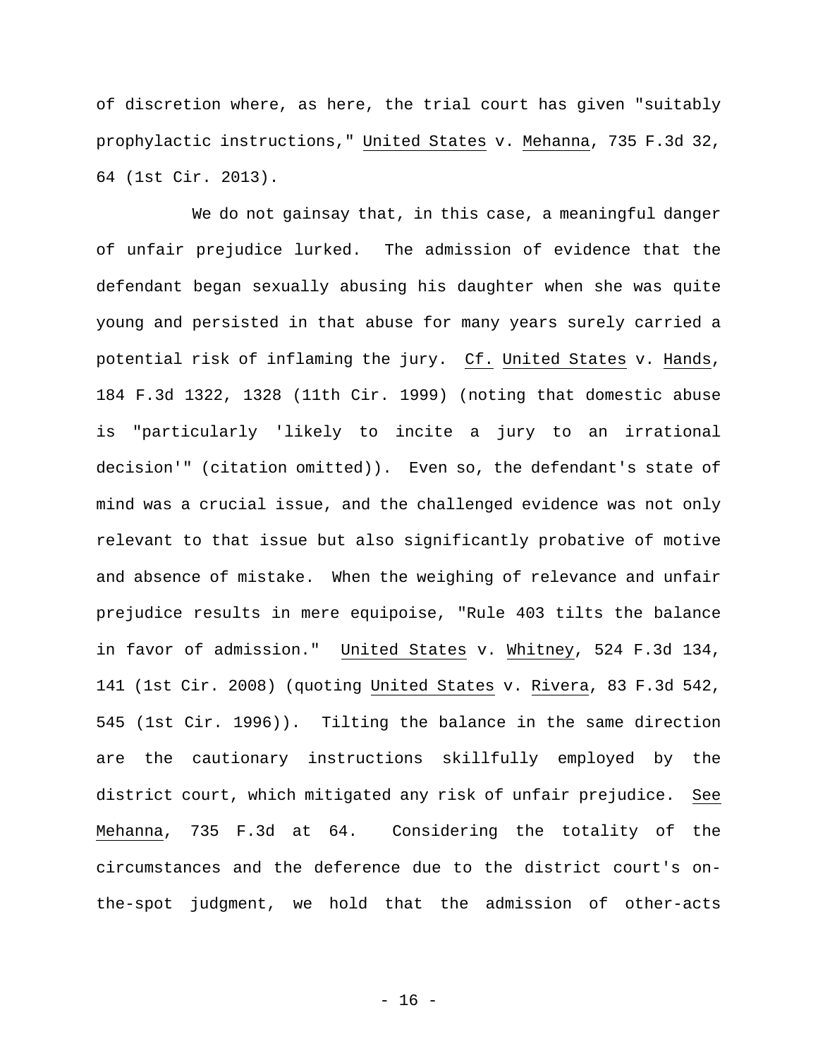of discretion where, as here, the trial court has given "suitably prophylactic instructions," United States v. Mehanna, 735 F.3d 32, 64 (1st Cir. 2013).

We do not gainsay that, in this case, a meaningful danger of unfair prejudice lurked. The admission of evidence that the defendant began sexually abusing his daughter when she was quite young and persisted in that abuse for many years surely carried a potential risk of inflaming the jury. Cf. United States v. Hands, 184 F.3d 1322, 1328 (11th Cir. 1999) (noting that domestic abuse is "particularly 'likely to incite a jury to an irrational decision'" (citation omitted)). Even so, the defendant's state of mind was a crucial issue, and the challenged evidence was not only relevant to that issue but also significantly probative of motive and absence of mistake. When the weighing of relevance and unfair prejudice results in mere equipoise, "Rule 403 tilts the balance in favor of admission." United States v. Whitney, 524 F.3d 134, 141 (1st Cir. 2008) (quoting United States v. Rivera, 83 F.3d 542, 545 (1st Cir. 1996)). Tilting the balance in the same direction are the cautionary instructions skillfully employed by the district court, which mitigated any risk of unfair prejudice. See Mehanna, 735 F.3d at 64. Considering the totality of the circumstances and the deference due to the district court's on-the-spot judgment, we hold that the admission of other-acts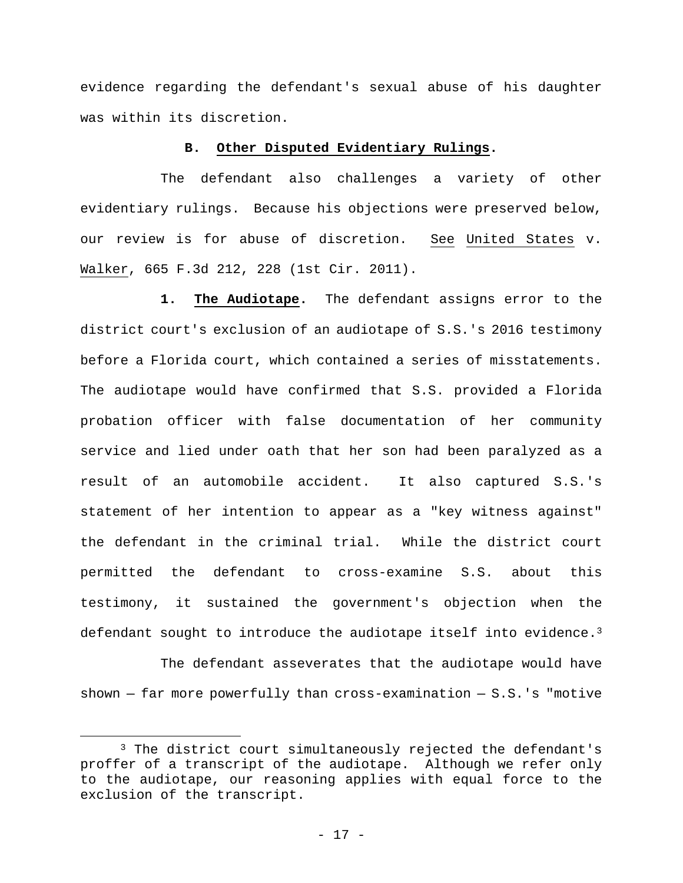evidence regarding the defendant's sexual abuse of his daughter was within its discretion.

### **B. Other Disputed Evidentiary Rulings.**

The defendant also challenges a variety of other evidentiary rulings. Because his objections were preserved below, our review is for abuse of discretion. See United States v. Walker, 665 F.3d 212, 228 (1st Cir. 2011).

**1. The Audiotape.** The defendant assigns error to the district court's exclusion of an audiotape of S.S.'s 2016 testimony before a Florida court, which contained a series of misstatements. The audiotape would have confirmed that S.S. provided a Florida probation officer with false documentation of her community service and lied under oath that her son had been paralyzed as a result of an automobile accident. It also captured S.S.'s statement of her intention to appear as a "key witness against" the defendant in the criminal trial. While the district court permitted the defendant to cross-examine S.S. about this testimony, it sustained the government's objection when the defendant sought to introduce the audiotape itself into evidence.[3]

The defendant asseverates that the audiotape would have shown — far more powerfully than cross-examination — S.S.'s "motive

[3] The district court simultaneously rejected the defendant's proffer of a transcript of the audiotape. Although we refer only to the audiotape, our reasoning applies with equal force to the exclusion of the transcript.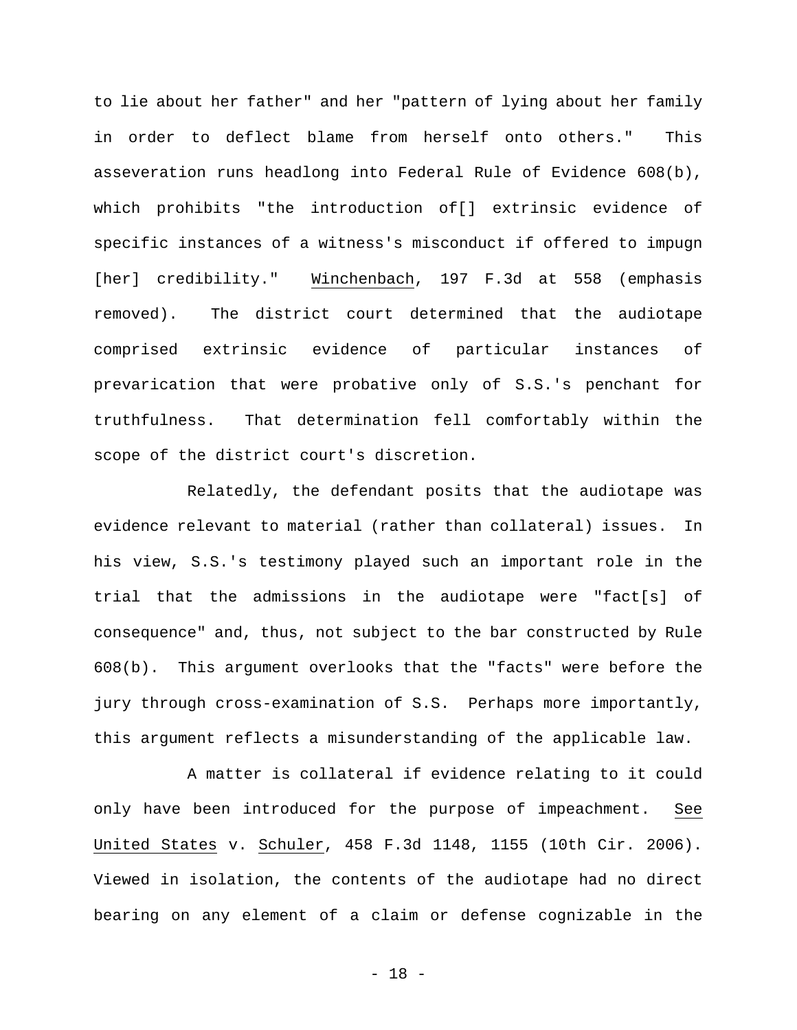to lie about her father" and her "pattern of lying about her family in order to deflect blame from herself onto others." This asseveration runs headlong into Federal Rule of Evidence 608(b), which prohibits "the introduction of[] extrinsic evidence of specific instances of a witness's misconduct if offered to impugn [her] credibility." Winchenbach, 197 F.3d at 558 (emphasis removed). The district court determined that the audiotape comprised extrinsic evidence of particular instances of prevarication that were probative only of S.S.'s penchant for truthfulness. That determination fell comfortably within the scope of the district court's discretion.

Relatedly, the defendant posits that the audiotape was evidence relevant to material (rather than collateral) issues. In his view, S.S.'s testimony played such an important role in the trial that the admissions in the audiotape were "fact[s] of consequence" and, thus, not subject to the bar constructed by Rule 608(b). This argument overlooks that the "facts" were before the jury through cross-examination of S.S. Perhaps more importantly, this argument reflects a misunderstanding of the applicable law.

A matter is collateral if evidence relating to it could only have been introduced for the purpose of impeachment. See United States v. Schuler, 458 F.3d 1148, 1155 (10th Cir. 2006). Viewed in isolation, the contents of the audiotape had no direct bearing on any element of a claim or defense cognizable in the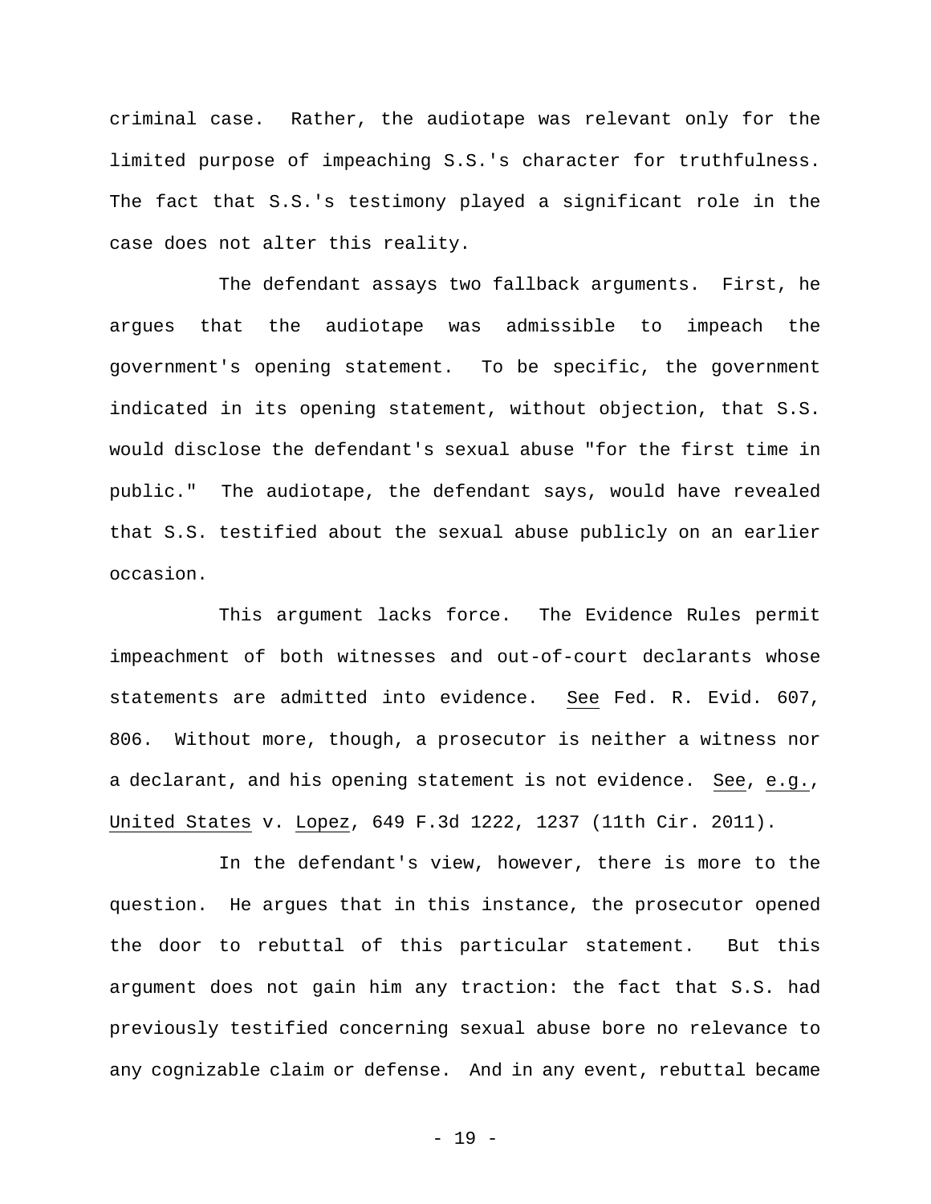criminal case. Rather, the audiotape was relevant only for the limited purpose of impeaching S.S.'s character for truthfulness. The fact that S.S.'s testimony played a significant role in the case does not alter this reality.

The defendant assays two fallback arguments. First, he argues that the audiotape was admissible to impeach the government's opening statement. To be specific, the government indicated in its opening statement, without objection, that S.S. would disclose the defendant's sexual abuse "for the first time in public." The audiotape, the defendant says, would have revealed that S.S. testified about the sexual abuse publicly on an earlier occasion.

This argument lacks force. The Evidence Rules permit impeachment of both witnesses and out-of-court declarants whose statements are admitted into evidence. See Fed. R. Evid. 607, 806. Without more, though, a prosecutor is neither a witness nor a declarant, and his opening statement is not evidence. See, e.g., United States v. Lopez, 649 F.3d 1222, 1237 (11th Cir. 2011).

In the defendant's view, however, there is more to the question. He argues that in this instance, the prosecutor opened the door to rebuttal of this particular statement. But this argument does not gain him any traction: the fact that S.S. had previously testified concerning sexual abuse bore no relevance to any cognizable claim or defense. And in any event, rebuttal became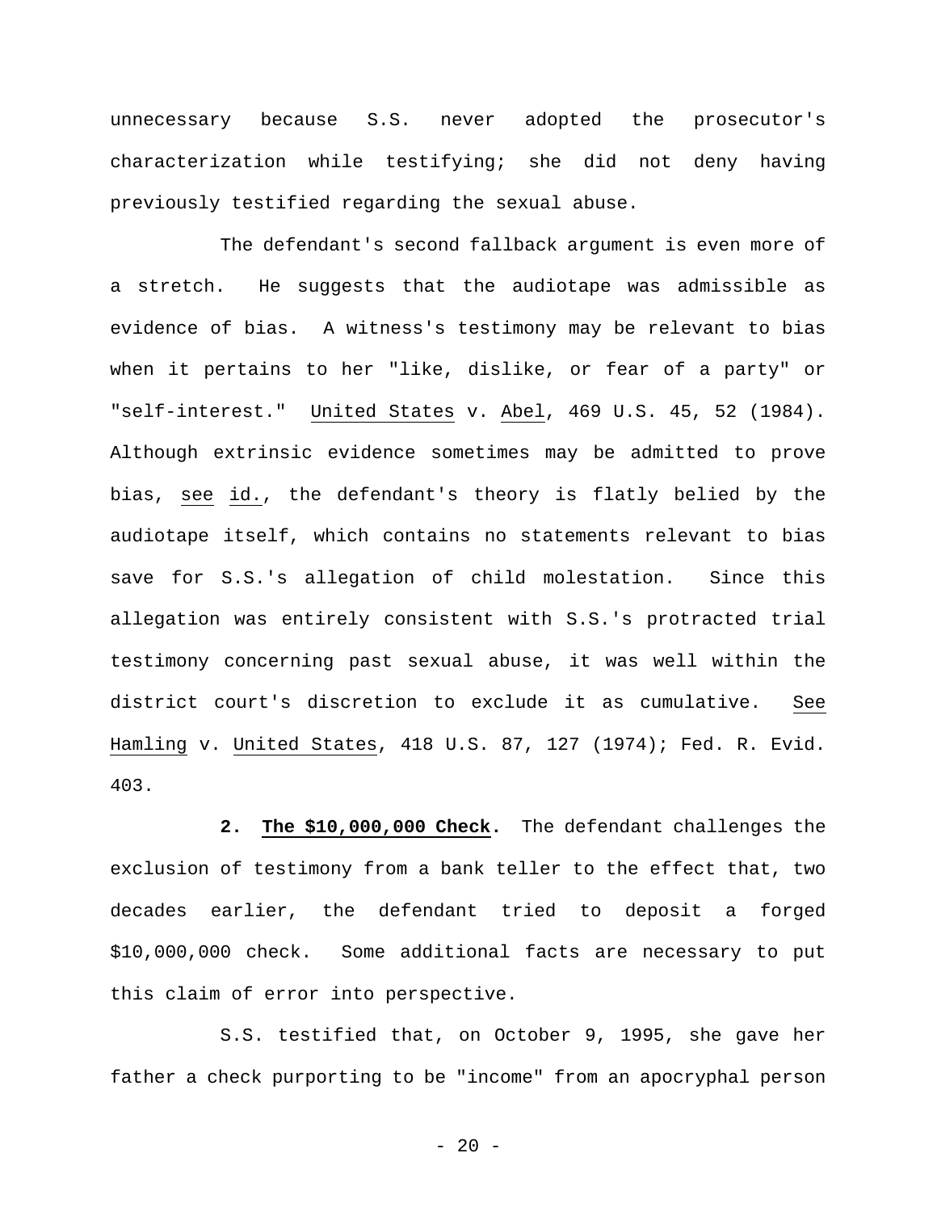unnecessary because S.S. never adopted the prosecutor's characterization while testifying; she did not deny having previously testified regarding the sexual abuse.

The defendant's second fallback argument is even more of a stretch. He suggests that the audiotape was admissible as evidence of bias. A witness's testimony may be relevant to bias when it pertains to her "like, dislike, or fear of a party" or "self-interest." United States v. Abel, 469 U.S. 45, 52 (1984). Although extrinsic evidence sometimes may be admitted to prove bias, see id., the defendant's theory is flatly belied by the audiotape itself, which contains no statements relevant to bias save for S.S.'s allegation of child molestation. Since this allegation was entirely consistent with S.S.'s protracted trial testimony concerning past sexual abuse, it was well within the district court's discretion to exclude it as cumulative. See Hamling v. United States, 418 U.S. 87, 127 (1974); Fed. R. Evid. 403.

**2. The $10,000,000 Check**. The defendant challenges the exclusion of testimony from a bank teller to the effect that, two decades earlier, the defendant tried to deposit a forged $10,000,000 check. Some additional facts are necessary to put this claim of error into perspective.

S.S. testified that, on October 9, 1995, she gave her father a check purporting to be "income" from an apocryphal person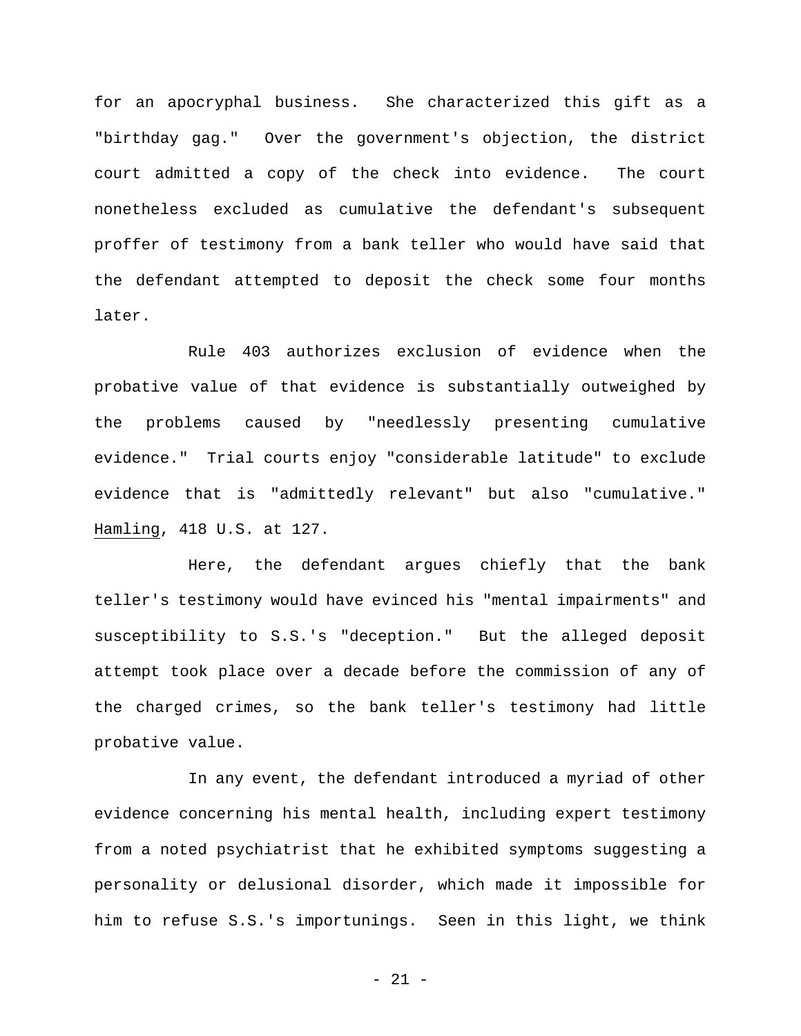for an apocryphal business. She characterized this gift as a "birthday gag." Over the government's objection, the district court admitted a copy of the check into evidence. The court nonetheless excluded as cumulative the defendant's subsequent proffer of testimony from a bank teller who would have said that the defendant attempted to deposit the check some four months later.

Rule 403 authorizes exclusion of evidence when the probative value of that evidence is substantially outweighed by the problems caused by "needlessly presenting cumulative evidence." Trial courts enjoy "considerable latitude" to exclude evidence that is "admittedly relevant" but also "cumulative." Hamling, 418 U.S. at 127.

Here, the defendant argues chiefly that the bank teller's testimony would have evinced his "mental impairments" and susceptibility to S.S.'s "deception." But the alleged deposit attempt took place over a decade before the commission of any of the charged crimes, so the bank teller's testimony had little probative value.

In any event, the defendant introduced a myriad of other evidence concerning his mental health, including expert testimony from a noted psychiatrist that he exhibited symptoms suggesting a personality or delusional disorder, which made it impossible for him to refuse S.S.'s importunings. Seen in this light, we think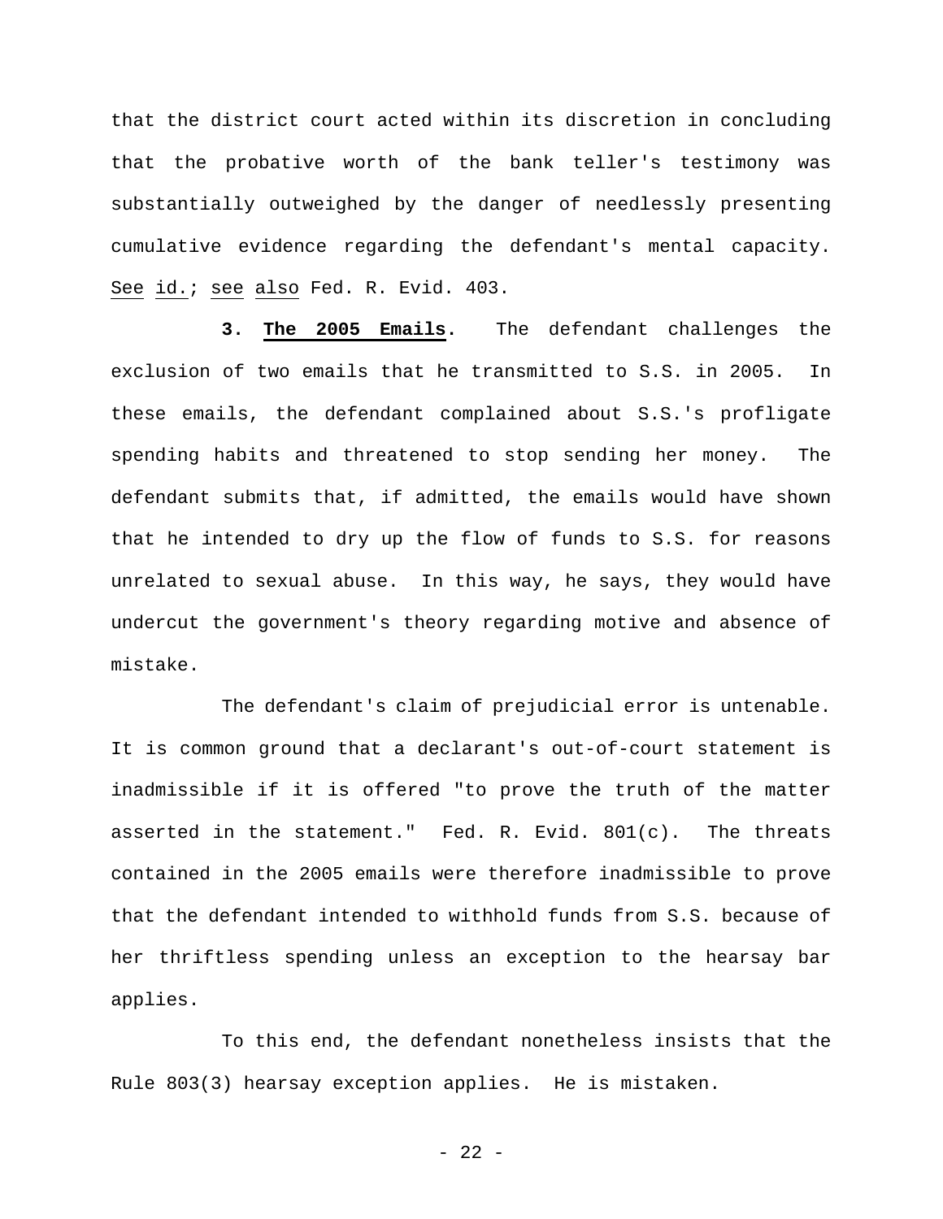that the district court acted within its discretion in concluding that the probative worth of the bank teller's testimony was substantially outweighed by the danger of needlessly presenting cumulative evidence regarding the defendant's mental capacity. See id.; see also Fed. R. Evid. 403.

**3. The 2005 Emails.** The defendant challenges the exclusion of two emails that he transmitted to S.S. in 2005. In these emails, the defendant complained about S.S.'s profligate spending habits and threatened to stop sending her money. The defendant submits that, if admitted, the emails would have shown that he intended to dry up the flow of funds to S.S. for reasons unrelated to sexual abuse. In this way, he says, they would have undercut the government's theory regarding motive and absence of mistake.

The defendant's claim of prejudicial error is untenable. It is common ground that a declarant's out-of-court statement is inadmissible if it is offered "to prove the truth of the matter asserted in the statement." Fed. R. Evid. 801(c). The threats contained in the 2005 emails were therefore inadmissible to prove that the defendant intended to withhold funds from S.S. because of her thriftless spending unless an exception to the hearsay bar applies.

To this end, the defendant nonetheless insists that the Rule 803(3) hearsay exception applies. He is mistaken.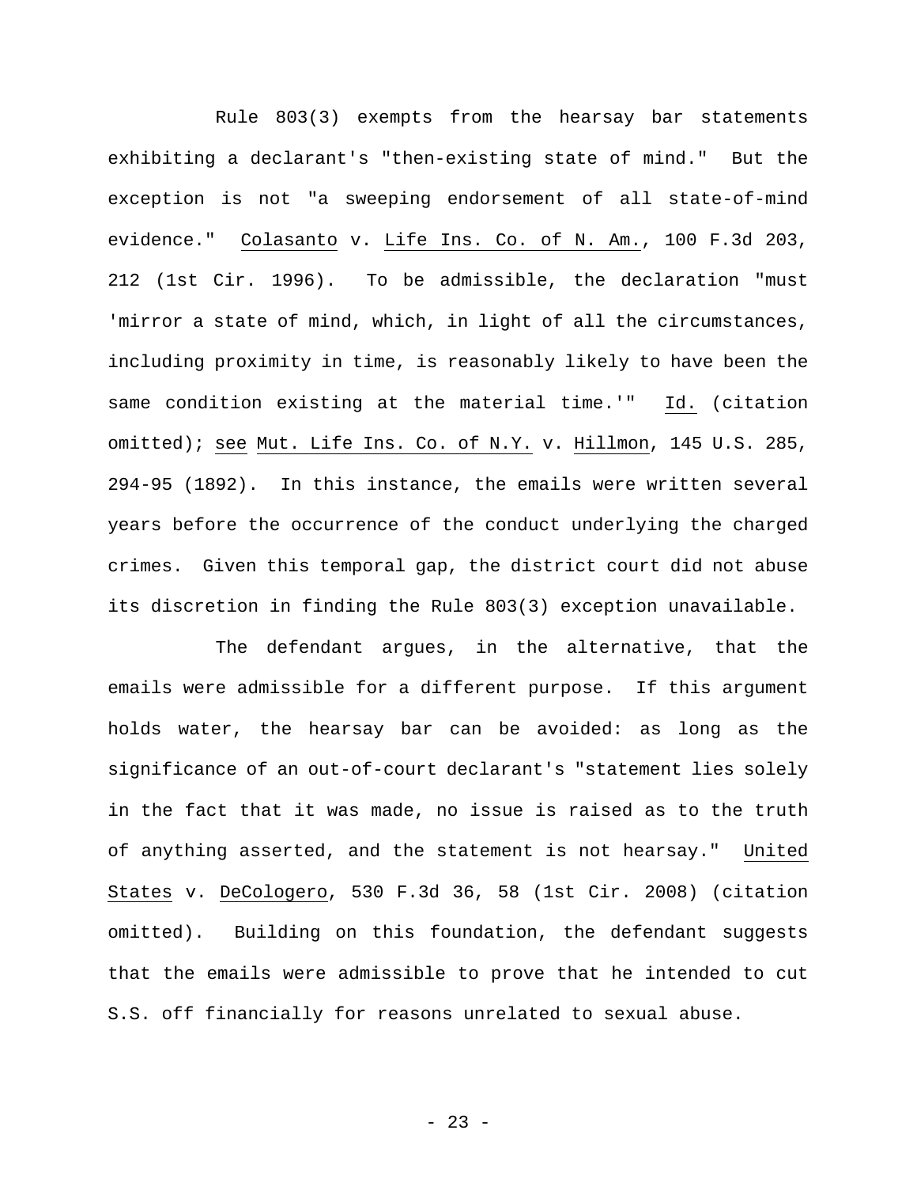Rule 803(3) exempts from the hearsay bar statements exhibiting a declarant's "then-existing state of mind." But the exception is not "a sweeping endorsement of all state-of-mind evidence." Colasanto v. Life Ins. Co. of N. Am., 100 F.3d 203, 212 (1st Cir. 1996). To be admissible, the declaration "must 'mirror a state of mind, which, in light of all the circumstances, including proximity in time, is reasonably likely to have been the same condition existing at the material time.'" Id. (citation omitted); see Mut. Life Ins. Co. of N.Y. v. Hillmon, 145 U.S. 285, 294-95 (1892). In this instance, the emails were written several years before the occurrence of the conduct underlying the charged crimes. Given this temporal gap, the district court did not abuse its discretion in finding the Rule 803(3) exception unavailable.

The defendant argues, in the alternative, that the emails were admissible for a different purpose. If this argument holds water, the hearsay bar can be avoided: as long as the significance of an out-of-court declarant's "statement lies solely in the fact that it was made, no issue is raised as to the truth of anything asserted, and the statement is not hearsay." United States v. DeCologero, 530 F.3d 36, 58 (1st Cir. 2008) (citation omitted). Building on this foundation, the defendant suggests that the emails were admissible to prove that he intended to cut S.S. off financially for reasons unrelated to sexual abuse.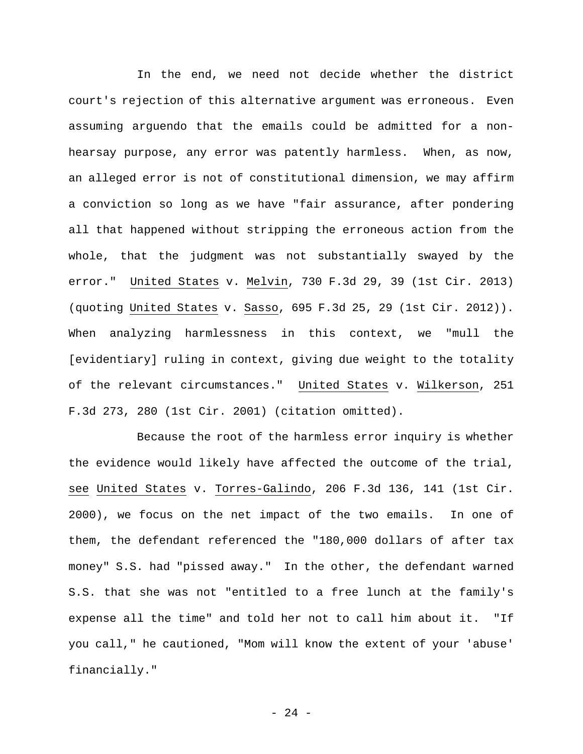In the end, we need not decide whether the district court's rejection of this alternative argument was erroneous. Even assuming arguendo that the emails could be admitted for a non-hearsay purpose, any error was patently harmless. When, as now, an alleged error is not of constitutional dimension, we may affirm a conviction so long as we have "fair assurance, after pondering all that happened without stripping the erroneous action from the whole, that the judgment was not substantially swayed by the error." United States v. Melvin, 730 F.3d 29, 39 (1st Cir. 2013) (quoting United States v. Sasso, 695 F.3d 25, 29 (1st Cir. 2012)). When analyzing harmlessness in this context, we "mull the [evidentiary] ruling in context, giving due weight to the totality of the relevant circumstances." United States v. Wilkerson, 251 F.3d 273, 280 (1st Cir. 2001) (citation omitted).

Because the root of the harmless error inquiry is whether the evidence would likely have affected the outcome of the trial, see United States v. Torres-Galindo, 206 F.3d 136, 141 (1st Cir. 2000), we focus on the net impact of the two emails. In one of them, the defendant referenced the "180,000 dollars of after tax money" S.S. had "pissed away." In the other, the defendant warned S.S. that she was not "entitled to a free lunch at the family's expense all the time" and told her not to call him about it. "If you call," he cautioned, "Mom will know the extent of your 'abuse' financially."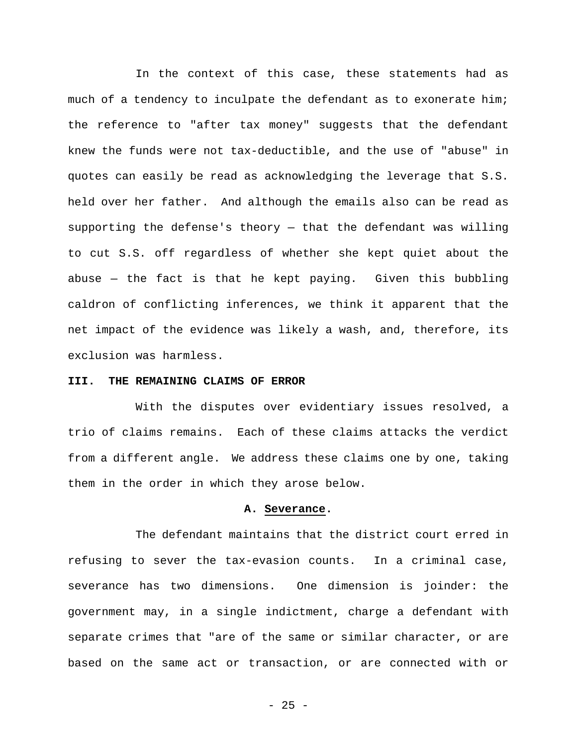In the context of this case, these statements had as much of a tendency to inculpate the defendant as to exonerate him; the reference to "after tax money" suggests that the defendant knew the funds were not tax-deductible, and the use of "abuse" in quotes can easily be read as acknowledging the leverage that S.S. held over her father. And although the emails also can be read as supporting the defense's theory — that the defendant was willing to cut S.S. off regardless of whether she kept quiet about the abuse — the fact is that he kept paying. Given this bubbling caldron of conflicting inferences, we think it apparent that the net impact of the evidence was likely a wash, and, therefore, its exclusion was harmless.

## III. THE REMAINING CLAIMS OF ERROR

With the disputes over evidentiary issues resolved, a trio of claims remains. Each of these claims attacks the verdict from a different angle. We address these claims one by one, taking them in the order in which they arose below.

### A. Severance.

The defendant maintains that the district court erred in refusing to sever the tax-evasion counts. In a criminal case, severance has two dimensions. One dimension is joinder: the government may, in a single indictment, charge a defendant with separate crimes that "are of the same or similar character, or are based on the same act or transaction, or are connected with or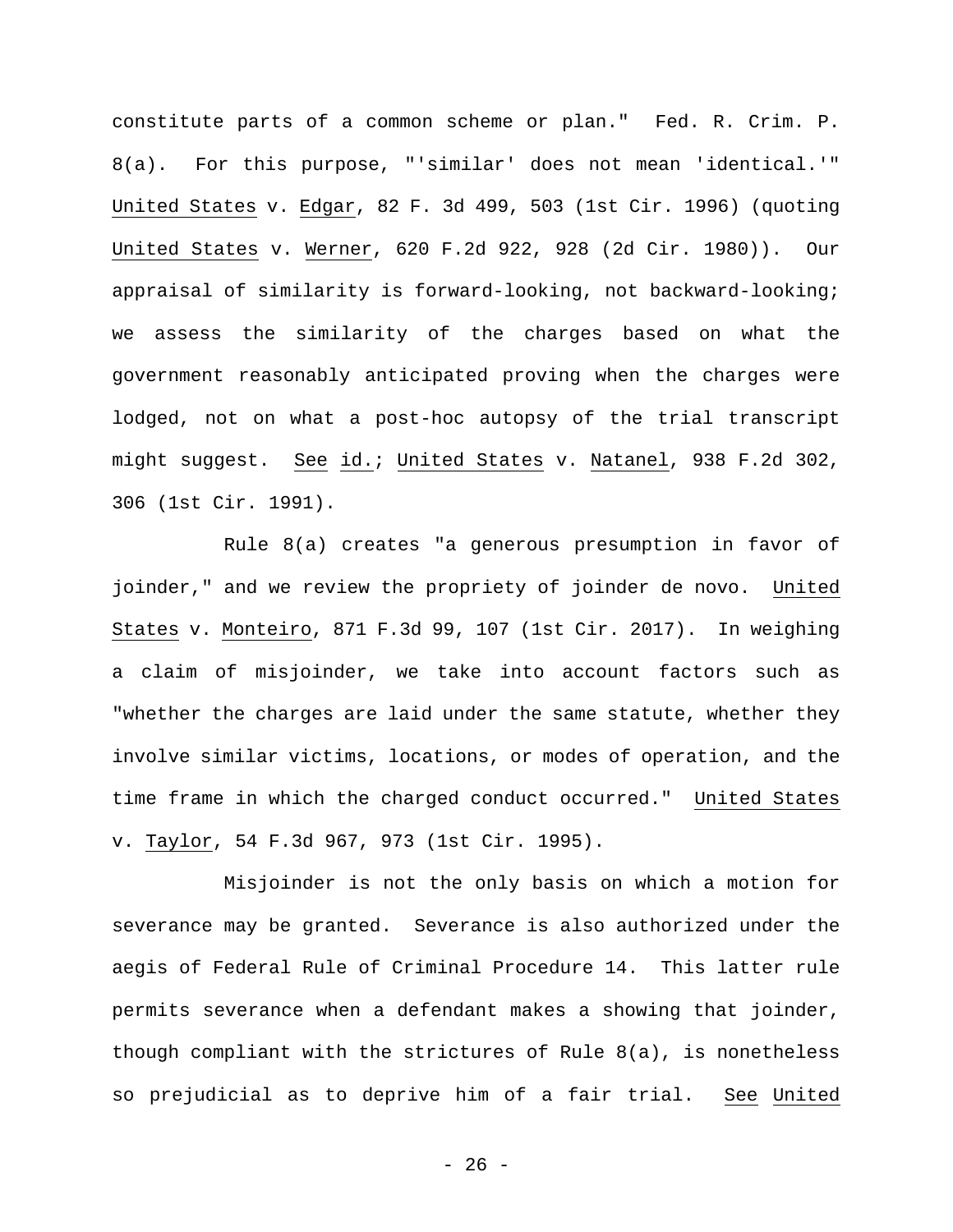constitute parts of a common scheme or plan." Fed. R. Crim. P. 8(a). For this purpose, "'similar' does not mean 'identical.'" United States v. Edgar, 82 F. 3d 499, 503 (1st Cir. 1996) (quoting United States v. Werner, 620 F.2d 922, 928 (2d Cir. 1980)). Our appraisal of similarity is forward-looking, not backward-looking; we assess the similarity of the charges based on what the government reasonably anticipated proving when the charges were lodged, not on what a post-hoc autopsy of the trial transcript might suggest. See id.; United States v. Natanel, 938 F.2d 302, 306 (1st Cir. 1991).

Rule 8(a) creates "a generous presumption in favor of joinder," and we review the propriety of joinder de novo. United States v. Monteiro, 871 F.3d 99, 107 (1st Cir. 2017). In weighing a claim of misjoinder, we take into account factors such as "whether the charges are laid under the same statute, whether they involve similar victims, locations, or modes of operation, and the time frame in which the charged conduct occurred." United States v. Taylor, 54 F.3d 967, 973 (1st Cir. 1995).

Misjoinder is not the only basis on which a motion for severance may be granted. Severance is also authorized under the aegis of Federal Rule of Criminal Procedure 14. This latter rule permits severance when a defendant makes a showing that joinder, though compliant with the strictures of Rule 8(a), is nonetheless so prejudicial as to deprive him of a fair trial. See United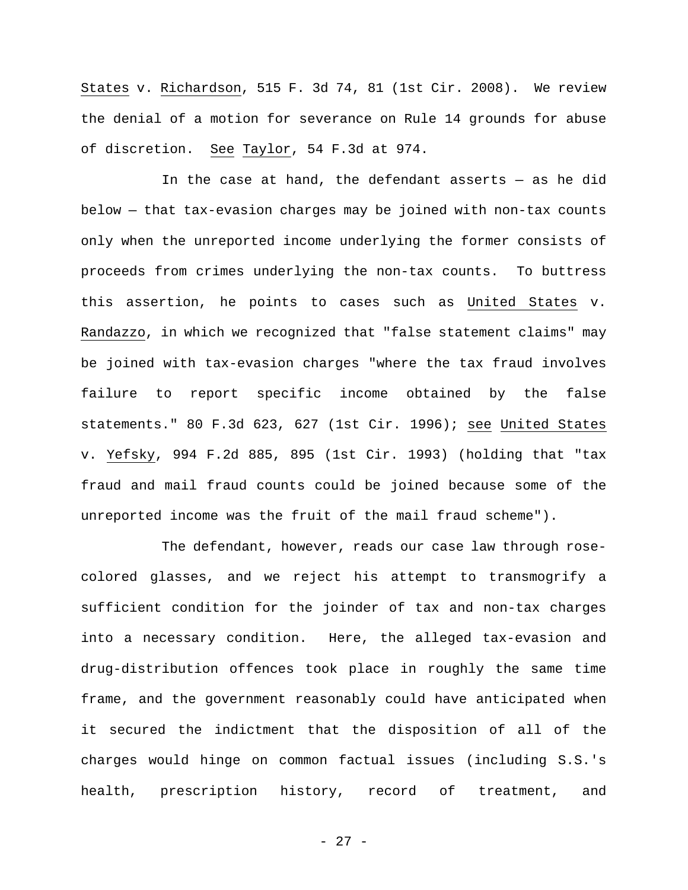States v. Richardson, 515 F. 3d 74, 81 (1st Cir. 2008). We review the denial of a motion for severance on Rule 14 grounds for abuse of discretion. See Taylor, 54 F.3d at 974.

In the case at hand, the defendant asserts — as he did below — that tax-evasion charges may be joined with non-tax counts only when the unreported income underlying the former consists of proceeds from crimes underlying the non-tax counts. To buttress this assertion, he points to cases such as United States v. Randazzo, in which we recognized that "false statement claims" may be joined with tax-evasion charges "where the tax fraud involves failure to report specific income obtained by the false statements." 80 F.3d 623, 627 (1st Cir. 1996); see United States v. Yefsky, 994 F.2d 885, 895 (1st Cir. 1993) (holding that "tax fraud and mail fraud counts could be joined because some of the unreported income was the fruit of the mail fraud scheme").

The defendant, however, reads our case law through rose-colored glasses, and we reject his attempt to transmogrify a sufficient condition for the joinder of tax and non-tax charges into a necessary condition. Here, the alleged tax-evasion and drug-distribution offences took place in roughly the same time frame, and the government reasonably could have anticipated when it secured the indictment that the disposition of all of the charges would hinge on common factual issues (including S.S.'s health, prescription history, record of treatment, and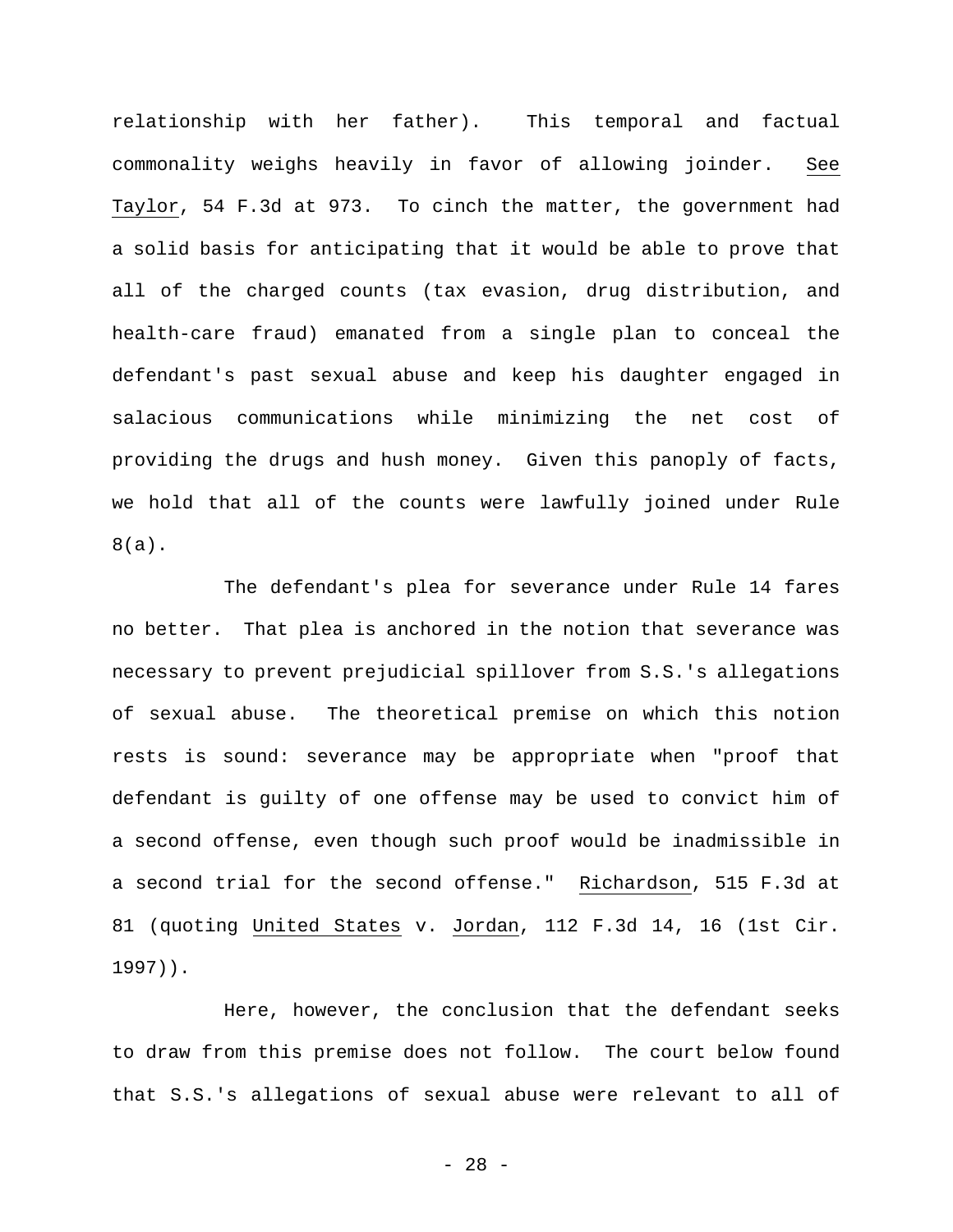relationship with her father). This temporal and factual commonality weighs heavily in favor of allowing joinder. See Taylor, 54 F.3d at 973. To cinch the matter, the government had a solid basis for anticipating that it would be able to prove that all of the charged counts (tax evasion, drug distribution, and health-care fraud) emanated from a single plan to conceal the defendant's past sexual abuse and keep his daughter engaged in salacious communications while minimizing the net cost of providing the drugs and hush money. Given this panoply of facts, we hold that all of the counts were lawfully joined under Rule 8(a).

The defendant's plea for severance under Rule 14 fares no better. That plea is anchored in the notion that severance was necessary to prevent prejudicial spillover from S.S.'s allegations of sexual abuse. The theoretical premise on which this notion rests is sound: severance may be appropriate when "proof that defendant is guilty of one offense may be used to convict him of a second offense, even though such proof would be inadmissible in a second trial for the second offense." Richardson, 515 F.3d at 81 (quoting United States v. Jordan, 112 F.3d 14, 16 (1st Cir. 1997)).

Here, however, the conclusion that the defendant seeks to draw from this premise does not follow. The court below found that S.S.'s allegations of sexual abuse were relevant to all of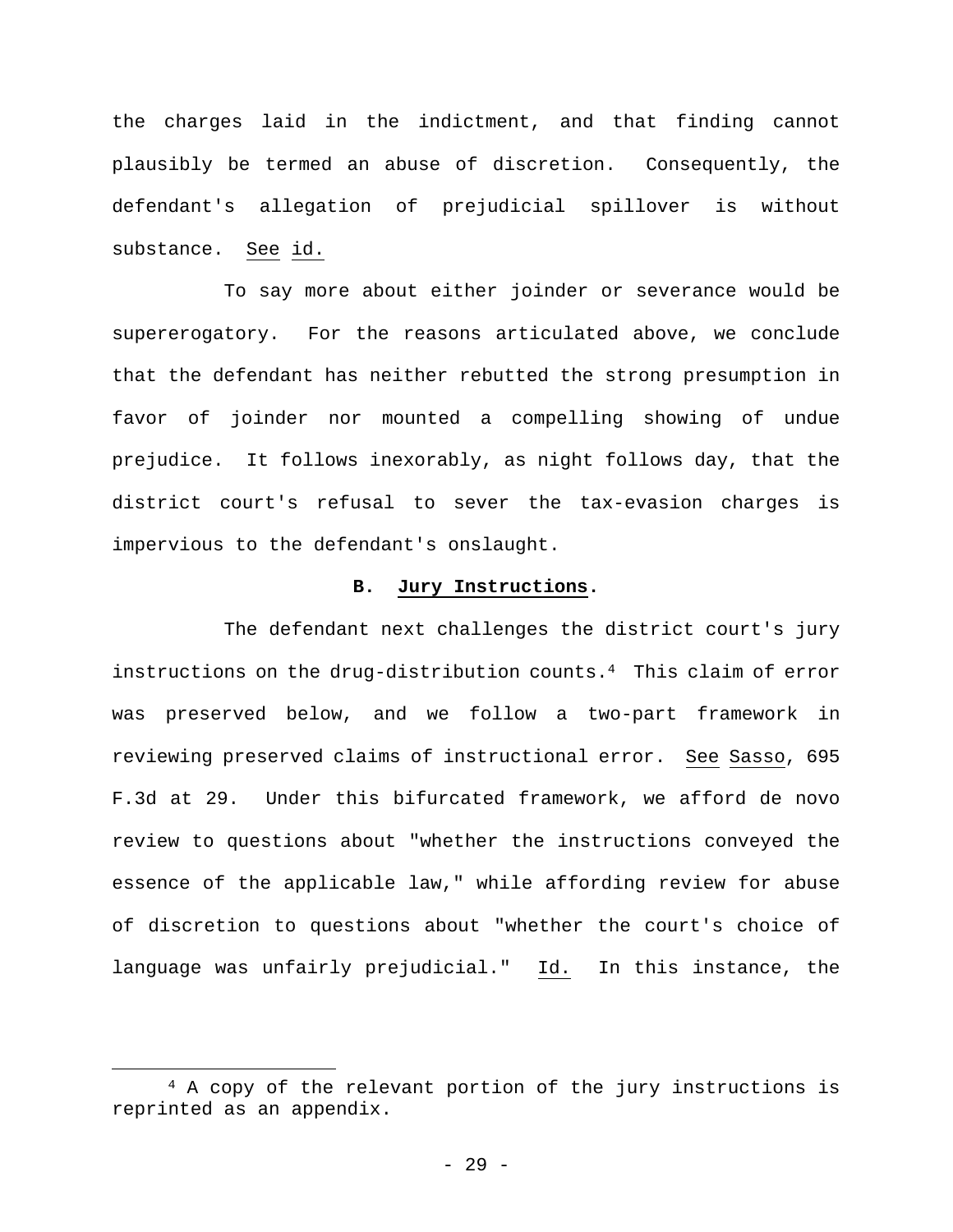the charges laid in the indictment, and that finding cannot plausibly be termed an abuse of discretion. Consequently, the defendant's allegation of prejudicial spillover is without substance. See id.

To say more about either joinder or severance would be supererogatory. For the reasons articulated above, we conclude that the defendant has neither rebutted the strong presumption in favor of joinder nor mounted a compelling showing of undue prejudice. It follows inexorably, as night follows day, that the district court's refusal to sever the tax-evasion charges is impervious to the defendant's onslaught.

### B. Jury Instructions.

The defendant next challenges the district court's jury instructions on the drug-distribution counts.[4] This claim of error was preserved below, and we follow a two-part framework in reviewing preserved claims of instructional error. See Sasso, 695 F.3d at 29. Under this bifurcated framework, we afford de novo review to questions about "whether the instructions conveyed the essence of the applicable law," while affording review for abuse of discretion to questions about "whether the court's choice of language was unfairly prejudicial." Id. In this instance, the

[4] A copy of the relevant portion of the jury instructions is reprinted as an appendix.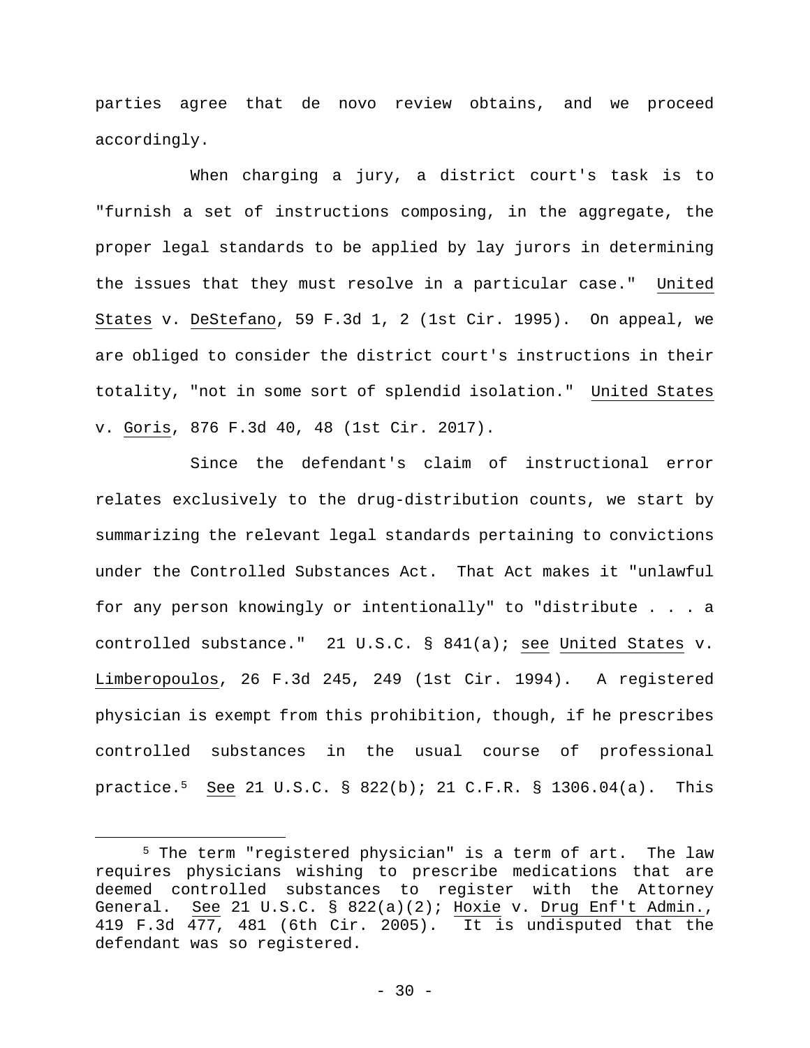parties agree that de novo review obtains, and we proceed accordingly.

When charging a jury, a district court's task is to "furnish a set of instructions composing, in the aggregate, the proper legal standards to be applied by lay jurors in determining the issues that they must resolve in a particular case." United States v. DeStefano, 59 F.3d 1, 2 (1st Cir. 1995). On appeal, we are obliged to consider the district court's instructions in their totality, "not in some sort of splendid isolation." United States v. Goris, 876 F.3d 40, 48 (1st Cir. 2017).

Since the defendant's claim of instructional error relates exclusively to the drug-distribution counts, we start by summarizing the relevant legal standards pertaining to convictions under the Controlled Substances Act. That Act makes it "unlawful for any person knowingly or intentionally" to "distribute . . . a controlled substance." 21 U.S.C. § 841(a); see United States v. Limberopoulos, 26 F.3d 245, 249 (1st Cir. 1994). A registered physician is exempt from this prohibition, though, if he prescribes controlled substances in the usual course of professional practice.[5] See 21 U.S.C. § 822(b); 21 C.F.R. § 1306.04(a). This

---

[5] The term "registered physician" is a term of art. The law requires physicians wishing to prescribe medications that are deemed controlled substances to register with the Attorney General. See 21 U.S.C. § 822(a)(2); Hoxie v. Drug Enf't Admin., 419 F.3d 477, 481 (6th Cir. 2005). It is undisputed that the defendant was so registered.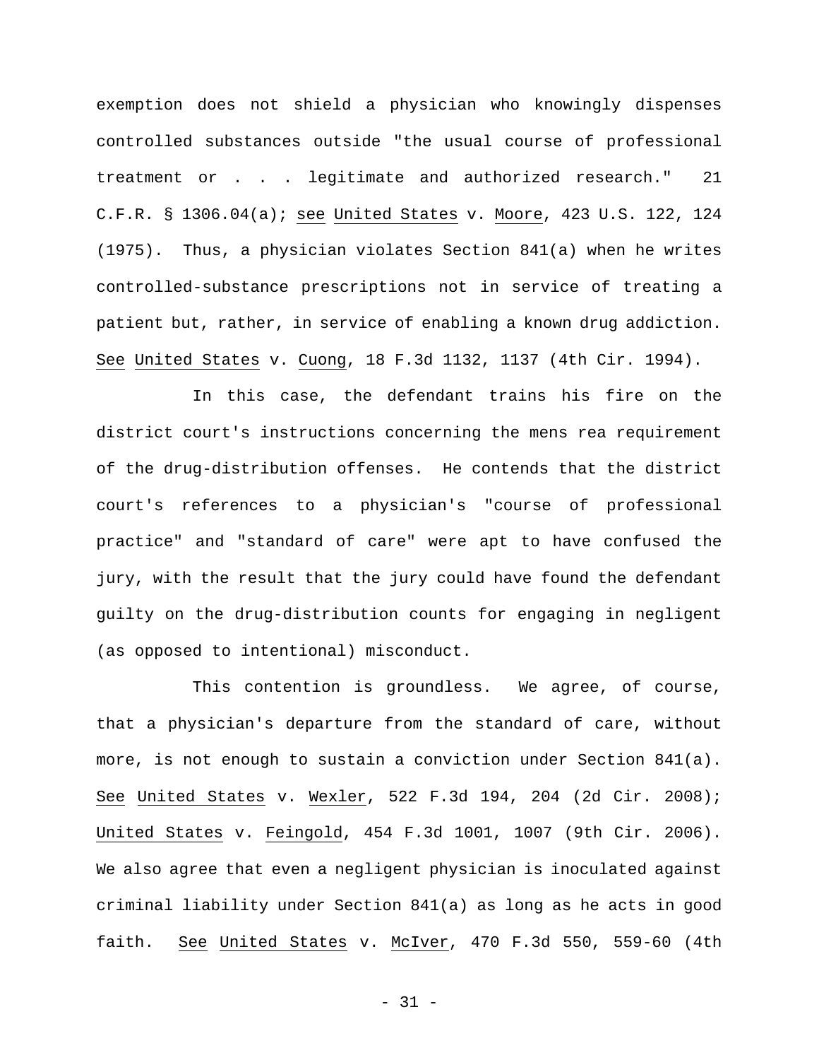exemption does not shield a physician who knowingly dispenses controlled substances outside "the usual course of professional treatment or . . . legitimate and authorized research." 21 C.F.R. § 1306.04(a); see United States v. Moore, 423 U.S. 122, 124 (1975). Thus, a physician violates Section 841(a) when he writes controlled-substance prescriptions not in service of treating a patient but, rather, in service of enabling a known drug addiction. See United States v. Cuong, 18 F.3d 1132, 1137 (4th Cir. 1994).

In this case, the defendant trains his fire on the district court's instructions concerning the mens rea requirement of the drug-distribution offenses. He contends that the district court's references to a physician's "course of professional practice" and "standard of care" were apt to have confused the jury, with the result that the jury could have found the defendant guilty on the drug-distribution counts for engaging in negligent (as opposed to intentional) misconduct.

This contention is groundless. We agree, of course, that a physician's departure from the standard of care, without more, is not enough to sustain a conviction under Section 841(a). See United States v. Wexler, 522 F.3d 194, 204 (2d Cir. 2008); United States v. Feingold, 454 F.3d 1001, 1007 (9th Cir. 2006). We also agree that even a negligent physician is inoculated against criminal liability under Section 841(a) as long as he acts in good faith. See United States v. McIver, 470 F.3d 550, 559-60 (4th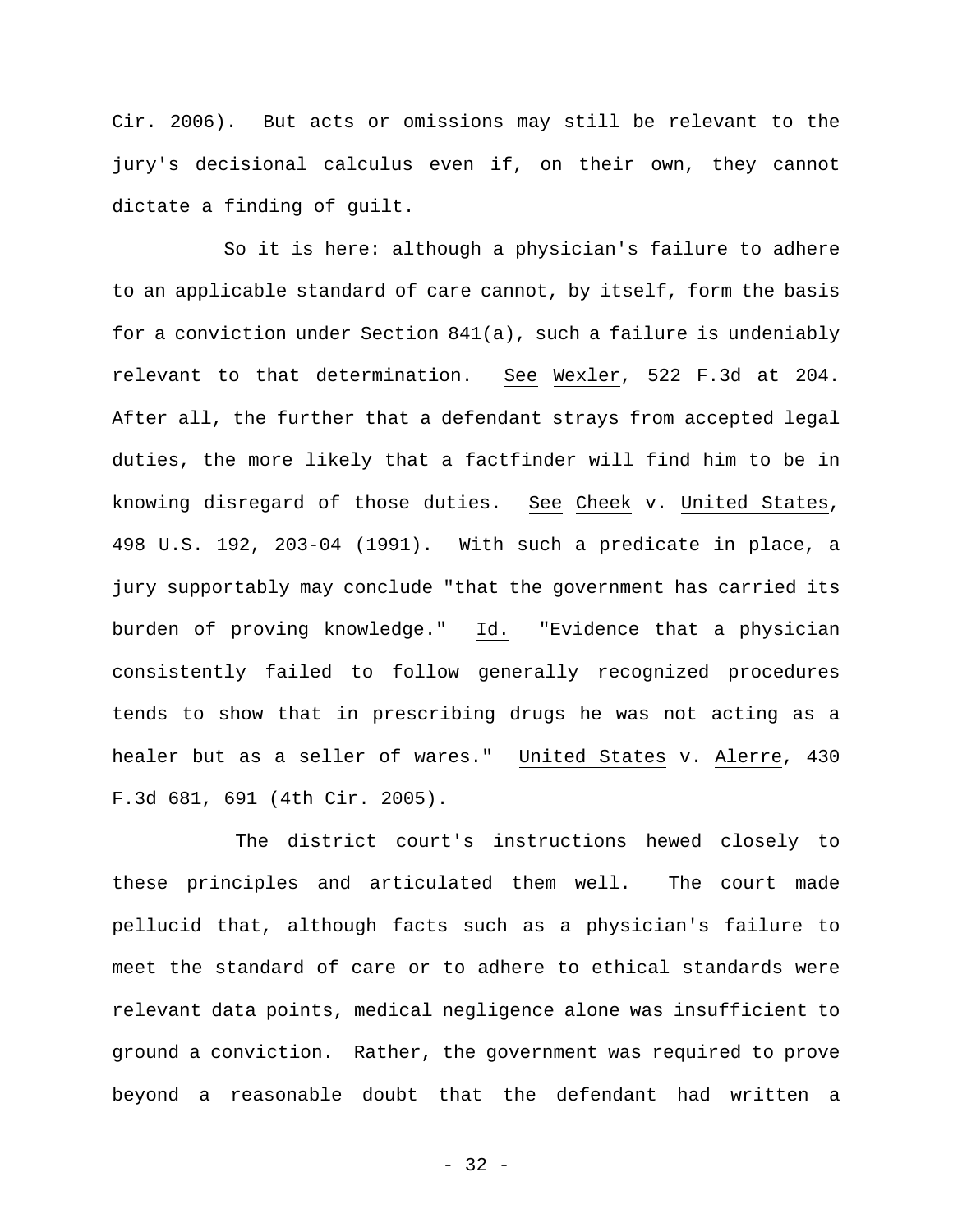Cir. 2006). But acts or omissions may still be relevant to the jury's decisional calculus even if, on their own, they cannot dictate a finding of guilt.

So it is here: although a physician's failure to adhere to an applicable standard of care cannot, by itself, form the basis for a conviction under Section 841(a), such a failure is undeniably relevant to that determination. See Wexler, 522 F.3d at 204. After all, the further that a defendant strays from accepted legal duties, the more likely that a factfinder will find him to be in knowing disregard of those duties. See Cheek v. United States, 498 U.S. 192, 203-04 (1991). With such a predicate in place, a jury supportably may conclude "that the government has carried its burden of proving knowledge." Id. "Evidence that a physician consistently failed to follow generally recognized procedures tends to show that in prescribing drugs he was not acting as a healer but as a seller of wares." United States v. Alerre, 430 F.3d 681, 691 (4th Cir. 2005).

The district court's instructions hewed closely to these principles and articulated them well. The court made pellucid that, although facts such as a physician's failure to meet the standard of care or to adhere to ethical standards were relevant data points, medical negligence alone was insufficient to ground a conviction. Rather, the government was required to prove beyond a reasonable doubt that the defendant had written a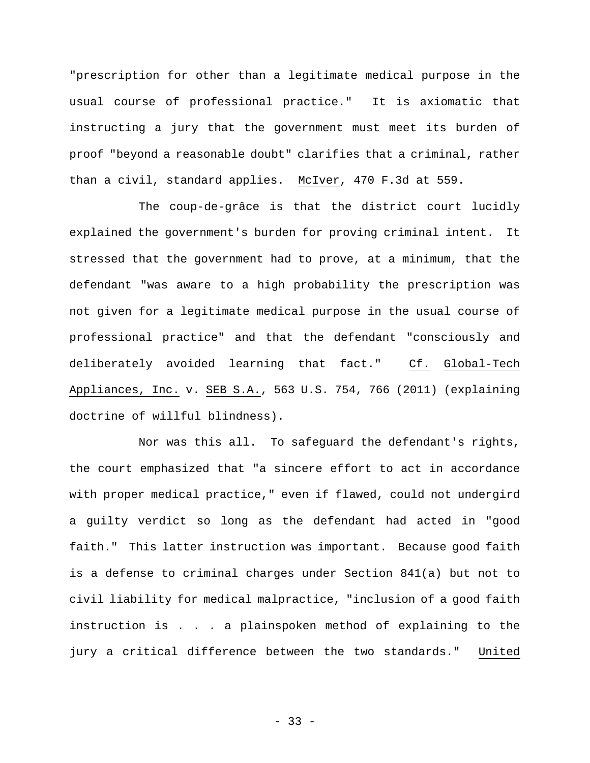"prescription for other than a legitimate medical purpose in the usual course of professional practice." It is axiomatic that instructing a jury that the government must meet its burden of proof "beyond a reasonable doubt" clarifies that a criminal, rather than a civil, standard applies. McIver, 470 F.3d at 559.

The coup-de-grâce is that the district court lucidly explained the government's burden for proving criminal intent. It stressed that the government had to prove, at a minimum, that the defendant "was aware to a high probability the prescription was not given for a legitimate medical purpose in the usual course of professional practice" and that the defendant "consciously and deliberately avoided learning that fact." Cf. Global-Tech Appliances, Inc. v. SEB S.A., 563 U.S. 754, 766 (2011) (explaining doctrine of willful blindness).

Nor was this all. To safeguard the defendant's rights, the court emphasized that "a sincere effort to act in accordance with proper medical practice," even if flawed, could not undergird a guilty verdict so long as the defendant had acted in "good faith." This latter instruction was important. Because good faith is a defense to criminal charges under Section 841(a) but not to civil liability for medical malpractice, "inclusion of a good faith instruction is . . . a plainspoken method of explaining to the jury a critical difference between the two standards." United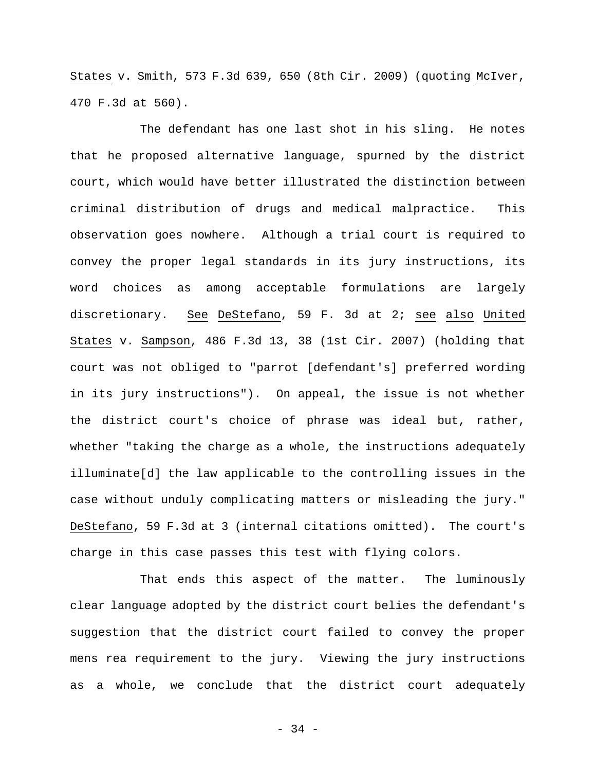States v. Smith, 573 F.3d 639, 650 (8th Cir. 2009) (quoting McIver, 470 F.3d at 560).

The defendant has one last shot in his sling. He notes that he proposed alternative language, spurned by the district court, which would have better illustrated the distinction between criminal distribution of drugs and medical malpractice. This observation goes nowhere. Although a trial court is required to convey the proper legal standards in its jury instructions, its word choices as among acceptable formulations are largely discretionary. See DeStefano, 59 F. 3d at 2; see also United States v. Sampson, 486 F.3d 13, 38 (1st Cir. 2007) (holding that court was not obliged to "parrot [defendant's] preferred wording in its jury instructions"). On appeal, the issue is not whether the district court's choice of phrase was ideal but, rather, whether "taking the charge as a whole, the instructions adequately illuminate[d] the law applicable to the controlling issues in the case without unduly complicating matters or misleading the jury." DeStefano, 59 F.3d at 3 (internal citations omitted). The court's charge in this case passes this test with flying colors.

That ends this aspect of the matter. The luminously clear language adopted by the district court belies the defendant's suggestion that the district court failed to convey the proper mens rea requirement to the jury. Viewing the jury instructions as a whole, we conclude that the district court adequately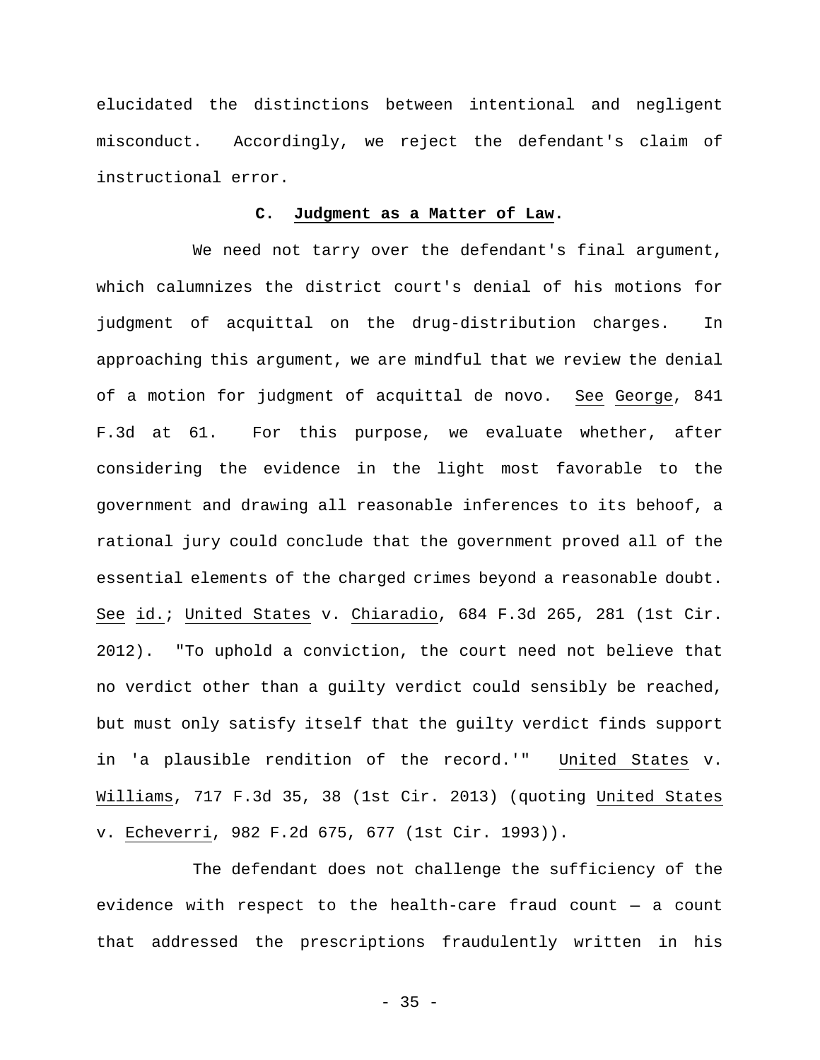elucidated the distinctions between intentional and negligent misconduct. Accordingly, we reject the defendant's claim of instructional error.

### C. **Judgment as a Matter of Law.**

We need not tarry over the defendant's final argument, which calumnizes the district court's denial of his motions for judgment of acquittal on the drug-distribution charges. In approaching this argument, we are mindful that we review the denial of a motion for judgment of acquittal de novo. See George, 841 F.3d at 61. For this purpose, we evaluate whether, after considering the evidence in the light most favorable to the government and drawing all reasonable inferences to its behoof, a rational jury could conclude that the government proved all of the essential elements of the charged crimes beyond a reasonable doubt. See id.; United States v. Chiaradio, 684 F.3d 265, 281 (1st Cir. 2012). "To uphold a conviction, the court need not believe that no verdict other than a guilty verdict could sensibly be reached, but must only satisfy itself that the guilty verdict finds support in 'a plausible rendition of the record.'" United States v. Williams, 717 F.3d 35, 38 (1st Cir. 2013) (quoting United States v. Echeverri, 982 F.2d 675, 677 (1st Cir. 1993)).

The defendant does not challenge the sufficiency of the evidence with respect to the health-care fraud count — a count that addressed the prescriptions fraudulently written in his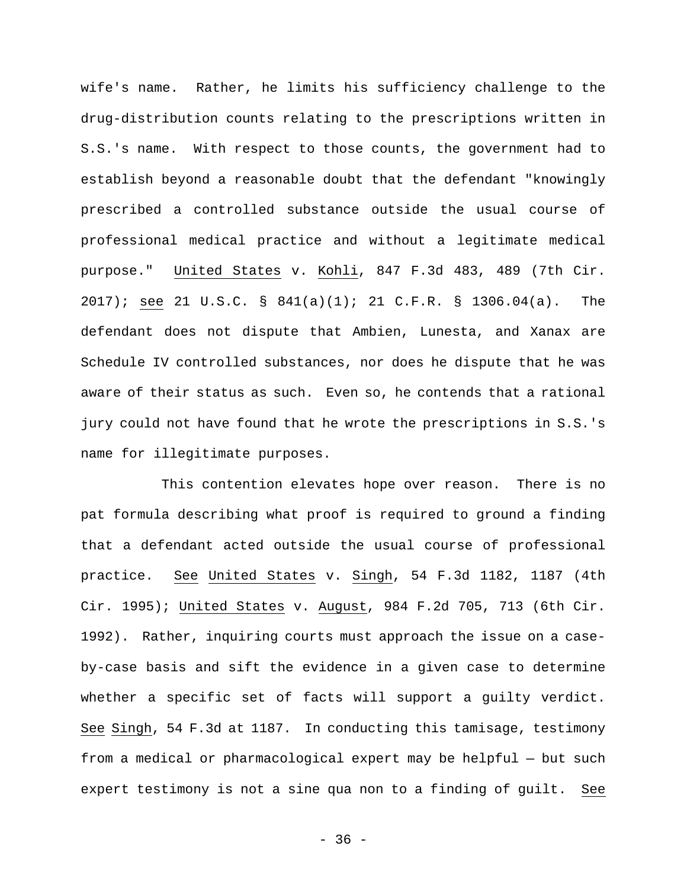wife's name. Rather, he limits his sufficiency challenge to the drug-distribution counts relating to the prescriptions written in S.S.'s name. With respect to those counts, the government had to establish beyond a reasonable doubt that the defendant "knowingly prescribed a controlled substance outside the usual course of professional medical practice and without a legitimate medical purpose." United States v. Kohli, 847 F.3d 483, 489 (7th Cir. 2017); see 21 U.S.C. § 841(a)(1); 21 C.F.R. § 1306.04(a). The defendant does not dispute that Ambien, Lunesta, and Xanax are Schedule IV controlled substances, nor does he dispute that he was aware of their status as such. Even so, he contends that a rational jury could not have found that he wrote the prescriptions in S.S.'s name for illegitimate purposes.

This contention elevates hope over reason. There is no pat formula describing what proof is required to ground a finding that a defendant acted outside the usual course of professional practice. See United States v. Singh, 54 F.3d 1182, 1187 (4th Cir. 1995); United States v. August, 984 F.2d 705, 713 (6th Cir. 1992). Rather, inquiring courts must approach the issue on a case-by-case basis and sift the evidence in a given case to determine whether a specific set of facts will support a guilty verdict. See Singh, 54 F.3d at 1187. In conducting this tamisage, testimony from a medical or pharmacological expert may be helpful — but such expert testimony is not a sine qua non to a finding of guilt. See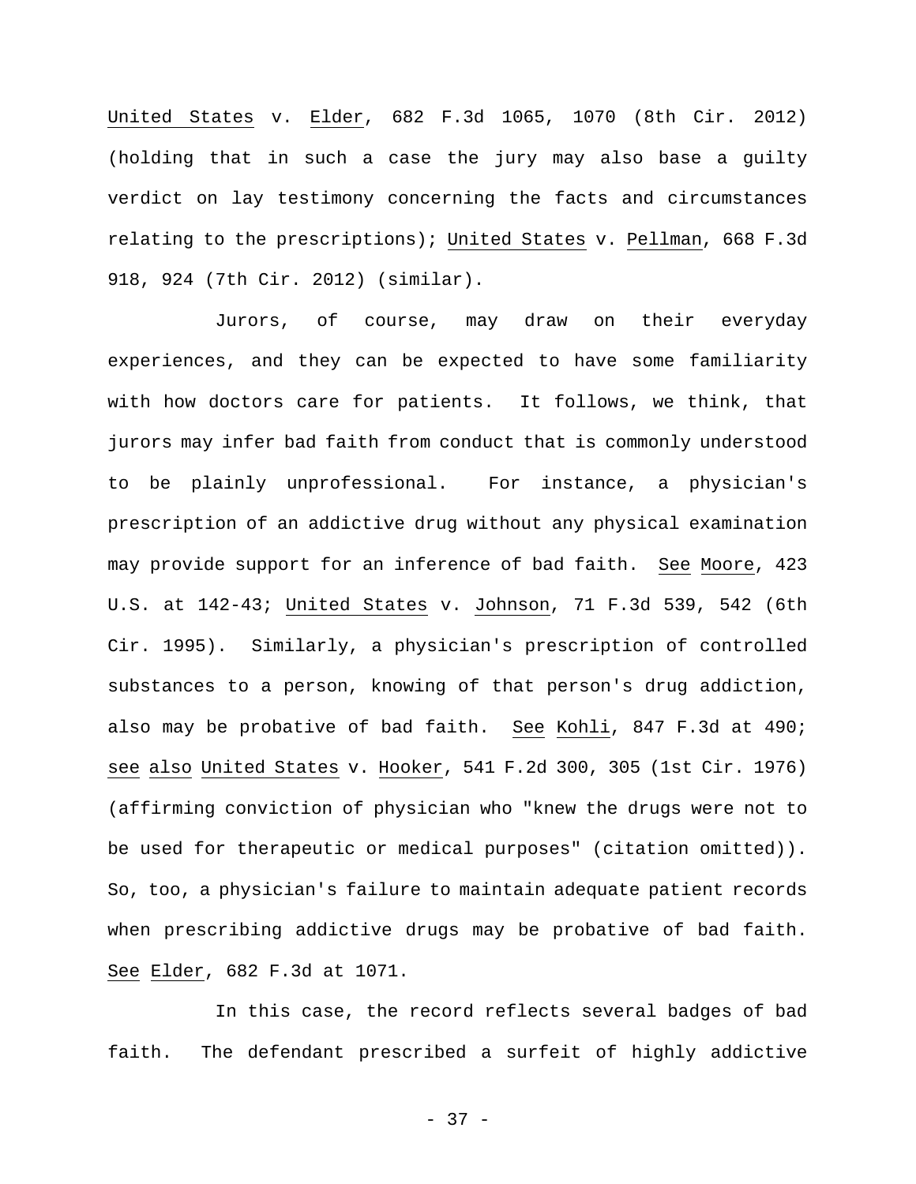United States v. Elder, 682 F.3d 1065, 1070 (8th Cir. 2012) (holding that in such a case the jury may also base a guilty verdict on lay testimony concerning the facts and circumstances relating to the prescriptions); United States v. Pellman, 668 F.3d 918, 924 (7th Cir. 2012) (similar).

Jurors, of course, may draw on their everyday experiences, and they can be expected to have some familiarity with how doctors care for patients. It follows, we think, that jurors may infer bad faith from conduct that is commonly understood to be plainly unprofessional. For instance, a physician's prescription of an addictive drug without any physical examination may provide support for an inference of bad faith. See Moore, 423 U.S. at 142-43; United States v. Johnson, 71 F.3d 539, 542 (6th Cir. 1995). Similarly, a physician's prescription of controlled substances to a person, knowing of that person's drug addiction, also may be probative of bad faith. See Kohli, 847 F.3d at 490; see also United States v. Hooker, 541 F.2d 300, 305 (1st Cir. 1976) (affirming conviction of physician who "knew the drugs were not to be used for therapeutic or medical purposes" (citation omitted)). So, too, a physician's failure to maintain adequate patient records when prescribing addictive drugs may be probative of bad faith. See Elder, 682 F.3d at 1071.

In this case, the record reflects several badges of bad faith. The defendant prescribed a surfeit of highly addictive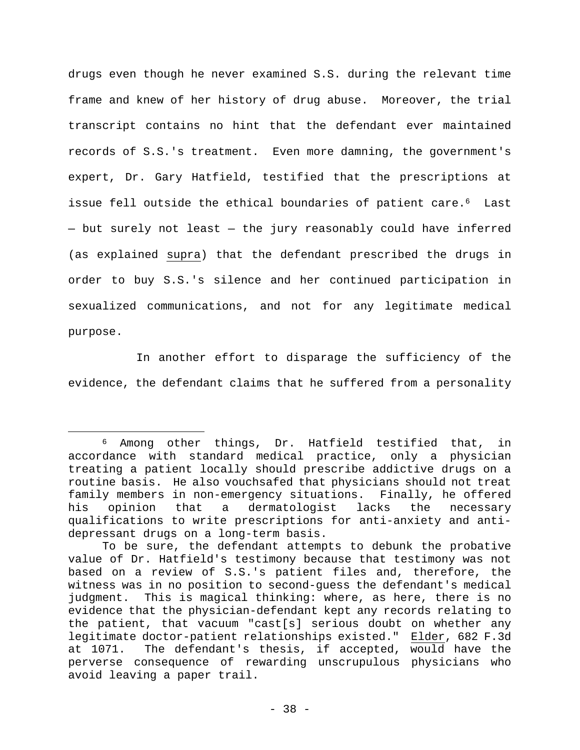drugs even though he never examined S.S. during the relevant time frame and knew of her history of drug abuse. Moreover, the trial transcript contains no hint that the defendant ever maintained records of S.S.'s treatment. Even more damning, the government's expert, Dr. Gary Hatfield, testified that the prescriptions at issue fell outside the ethical boundaries of patient care.[6] Last — but surely not least — the jury reasonably could have inferred (as explained supra) that the defendant prescribed the drugs in order to buy S.S.'s silence and her continued participation in sexualized communications, and not for any legitimate medical purpose.

In another effort to disparage the sufficiency of the evidence, the defendant claims that he suffered from a personality

---

[6] Among other things, Dr. Hatfield testified that, in accordance with standard medical practice, only a physician treating a patient locally should prescribe addictive drugs on a routine basis. He also vouchsafed that physicians should not treat family members in non-emergency situations. Finally, he offered his opinion that a dermatologist lacks the necessary qualifications to write prescriptions for anti-anxiety and anti-depressant drugs on a long-term basis.

To be sure, the defendant attempts to debunk the probative value of Dr. Hatfield's testimony because that testimony was not based on a review of S.S.'s patient files and, therefore, the witness was in no position to second-guess the defendant's medical judgment. This is magical thinking: where, as here, there is no evidence that the physician-defendant kept any records relating to the patient, that vacuum "cast[s] serious doubt on whether any legitimate doctor-patient relationships existed." Elder, 682 F.3d at 1071. The defendant's thesis, if accepted, would have the perverse consequence of rewarding unscrupulous physicians who avoid leaving a paper trail.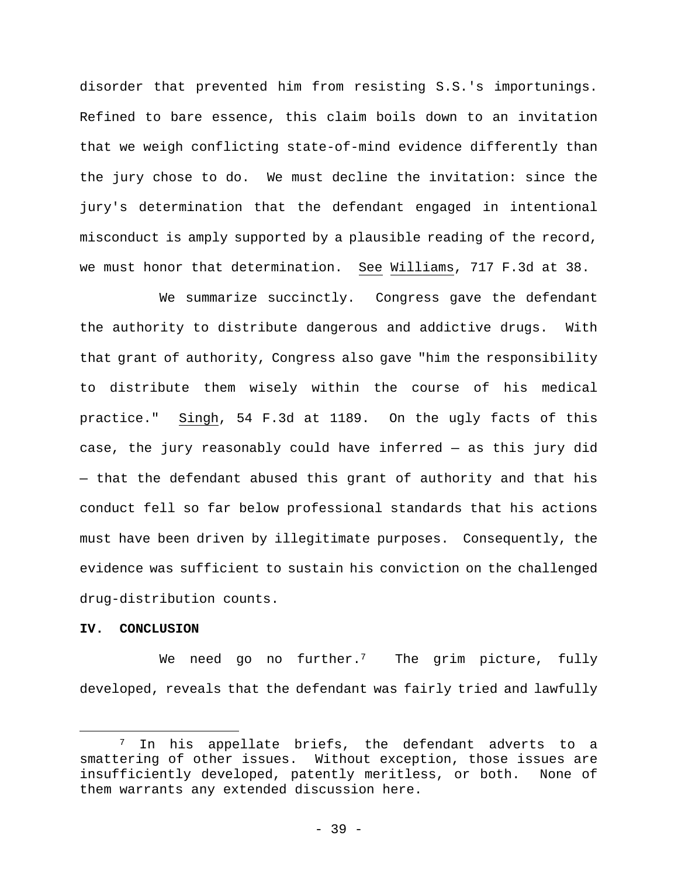disorder that prevented him from resisting S.S.'s importunings. Refined to bare essence, this claim boils down to an invitation that we weigh conflicting state-of-mind evidence differently than the jury chose to do. We must decline the invitation: since the jury's determination that the defendant engaged in intentional misconduct is amply supported by a plausible reading of the record, we must honor that determination. See Williams, 717 F.3d at 38.

We summarize succinctly. Congress gave the defendant the authority to distribute dangerous and addictive drugs. With that grant of authority, Congress also gave "him the responsibility to distribute them wisely within the course of his medical practice." Singh, 54 F.3d at 1189. On the ugly facts of this case, the jury reasonably could have inferred — as this jury did — that the defendant abused this grant of authority and that his conduct fell so far below professional standards that his actions must have been driven by illegitimate purposes. Consequently, the evidence was sufficient to sustain his conviction on the challenged drug-distribution counts.

**IV. CONCLUSION**

We need go no further.[7] The grim picture, fully developed, reveals that the defendant was fairly tried and lawfully

[7] In his appellate briefs, the defendant adverts to a smattering of other issues. Without exception, those issues are insufficiently developed, patently meritless, or both. None of them warrants any extended discussion here.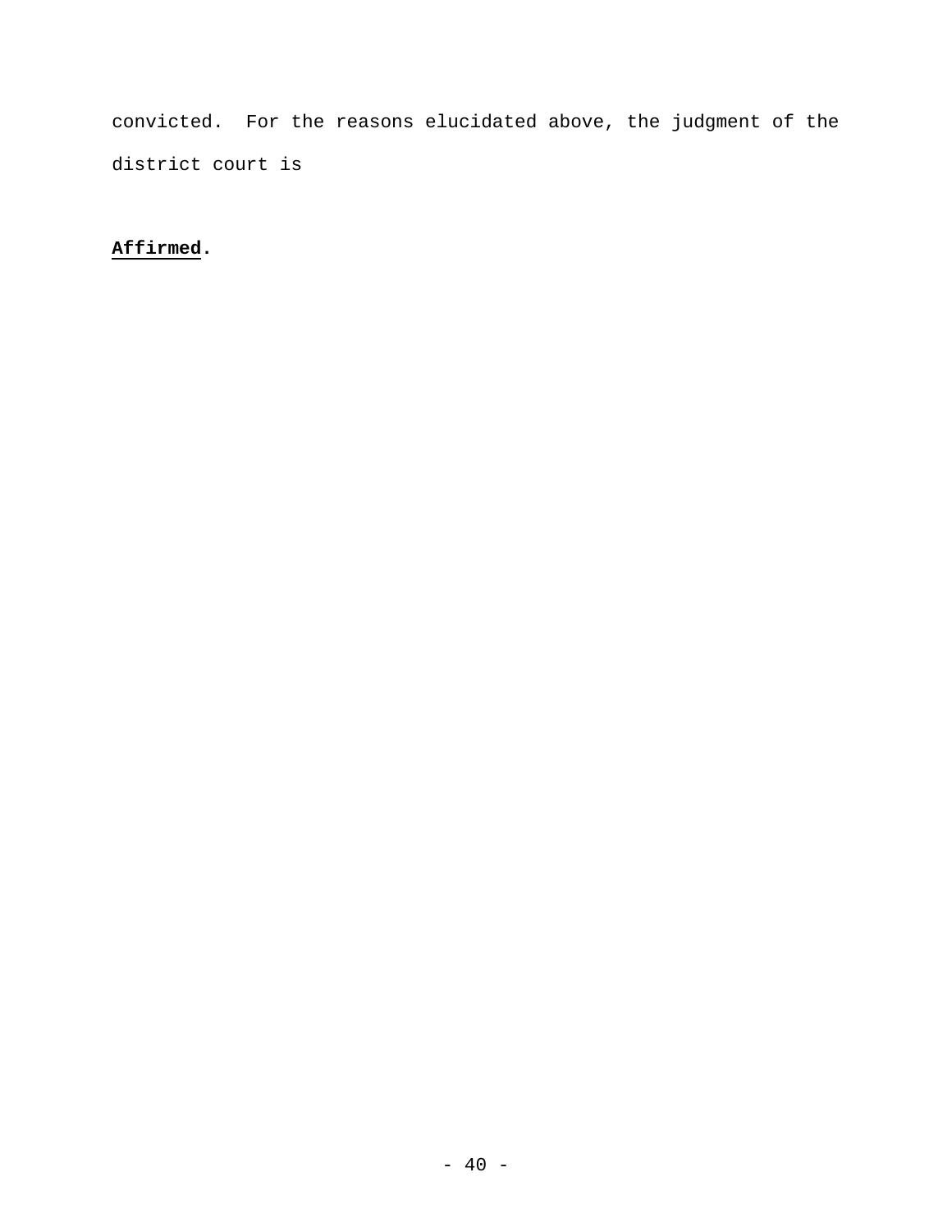convicted. For the reasons elucidated above, the judgment of the district court is

**Affirmed.**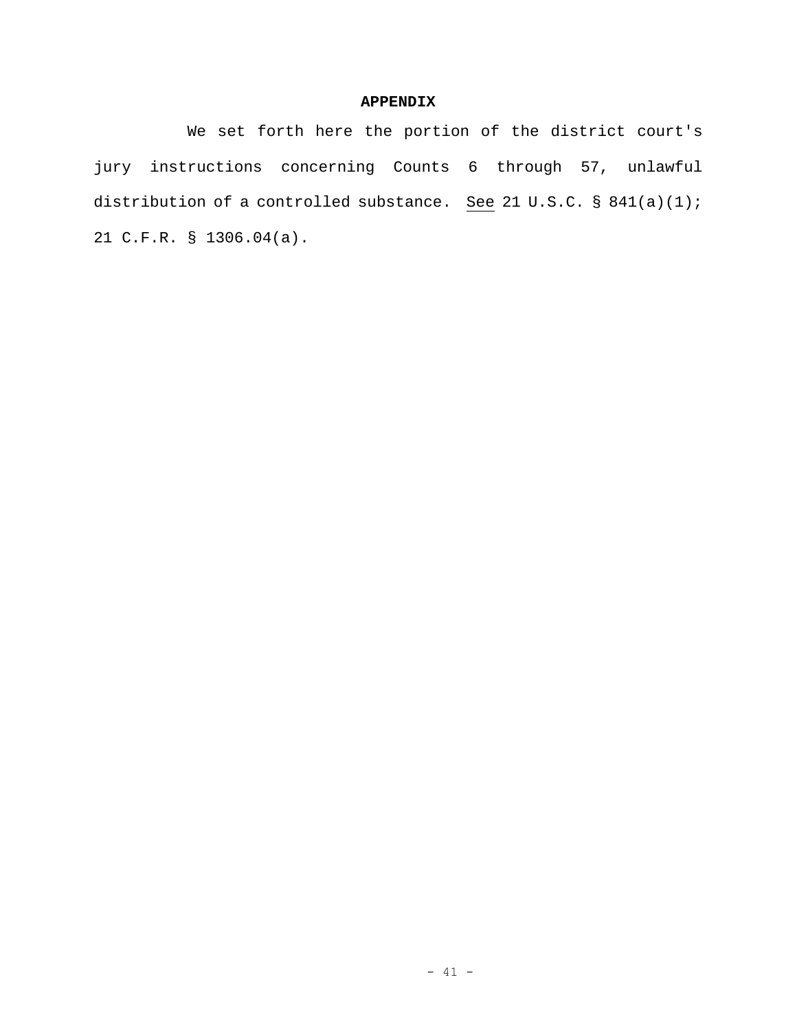# APPENDIX

We set forth here the portion of the district court's jury instructions concerning Counts 6 through 57, unlawful distribution of a controlled substance. See 21 U.S.C. § 841(a)(1); 21 C.F.R. § 1306.04(a).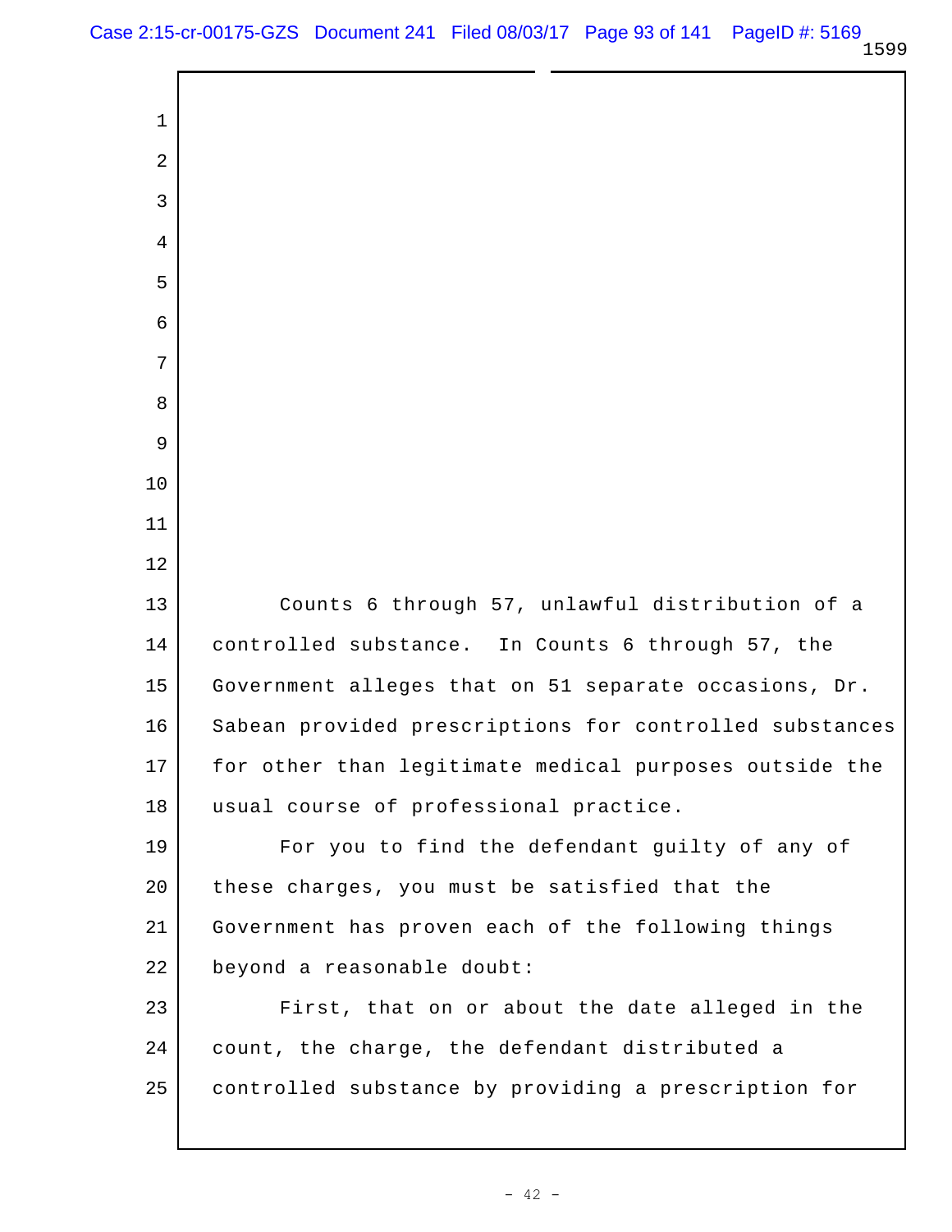Counts 6 through 57, unlawful distribution of a controlled substance. In Counts 6 through 57, the Government alleges that on 51 separate occasions, Dr. Sabean provided prescriptions for controlled substances for other than legitimate medical purposes outside the usual course of professional practice.

For you to find the defendant guilty of any of these charges, you must be satisfied that the Government has proven each of the following things beyond a reasonable doubt:

First, that on or about the date alleged in the count, the charge, the defendant distributed a controlled substance by providing a prescription for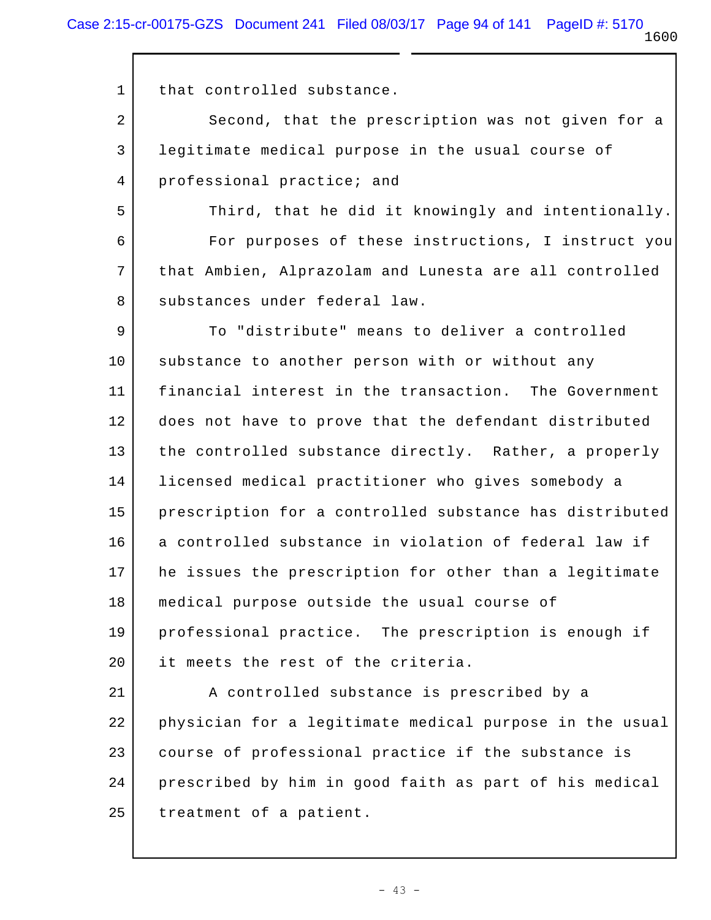that controlled substance.

Second, that the prescription was not given for a legitimate medical purpose in the usual course of professional practice; and

Third, that he did it knowingly and intentionally.

For purposes of these instructions, I instruct you that Ambien, Alprazolam and Lunesta are all controlled substances under federal law.

To "distribute" means to deliver a controlled substance to another person with or without any financial interest in the transaction. The Government does not have to prove that the defendant distributed the controlled substance directly. Rather, a properly licensed medical practitioner who gives somebody a prescription for a controlled substance has distributed a controlled substance in violation of federal law if he issues the prescription for other than a legitimate medical purpose outside the usual course of professional practice. The prescription is enough if it meets the rest of the criteria.

A controlled substance is prescribed by a physician for a legitimate medical purpose in the usual course of professional practice if the substance is prescribed by him in good faith as part of his medical treatment of a patient.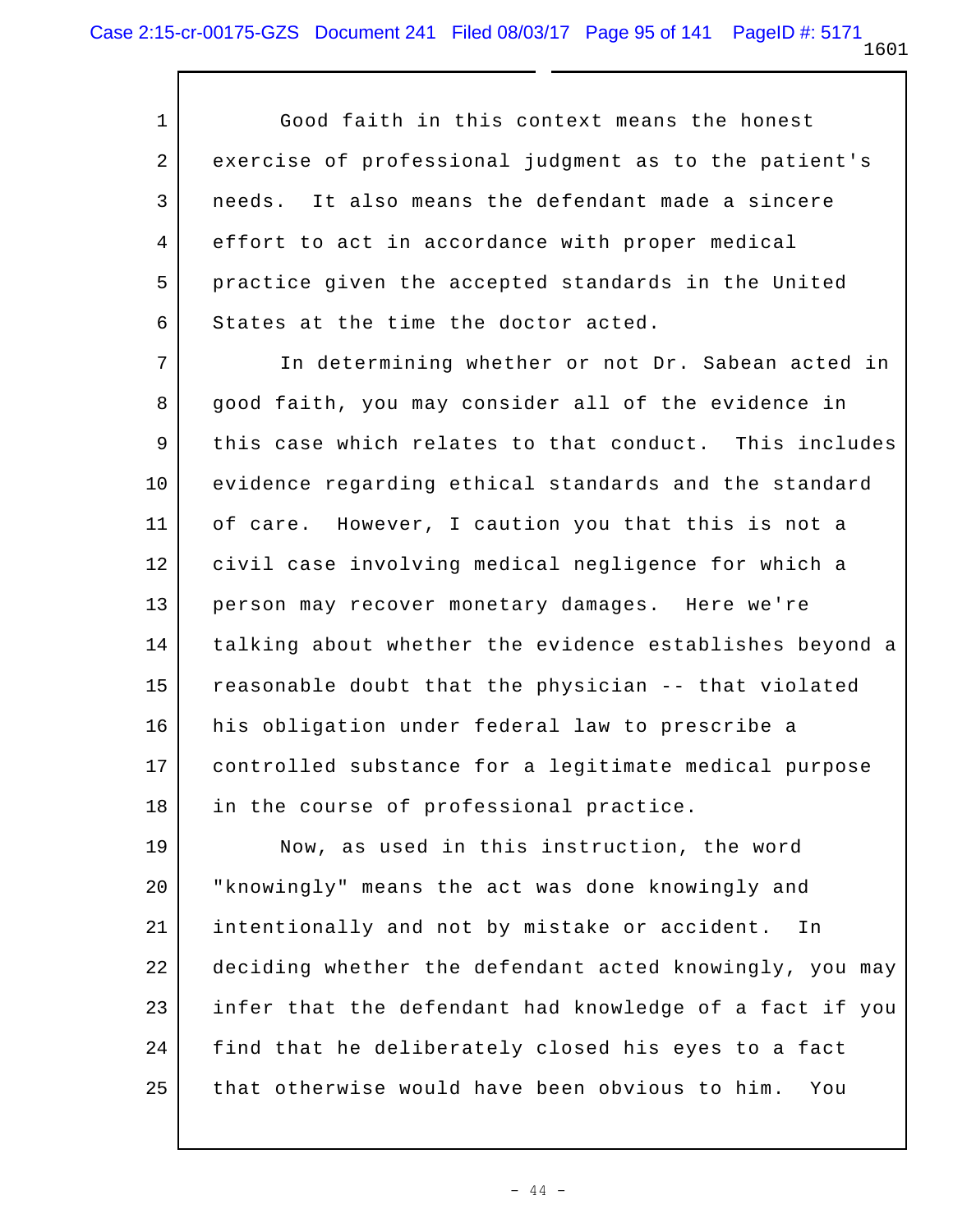Good faith in this context means the honest exercise of professional judgment as to the patient's needs. It also means the defendant made a sincere effort to act in accordance with proper medical practice given the accepted standards in the United States at the time the doctor acted.

In determining whether or not Dr. Sabean acted in good faith, you may consider all of the evidence in this case which relates to that conduct. This includes evidence regarding ethical standards and the standard of care. However, I caution you that this is not a civil case involving medical negligence for which a person may recover monetary damages. Here we're talking about whether the evidence establishes beyond a reasonable doubt that the physician -- that violated his obligation under federal law to prescribe a controlled substance for a legitimate medical purpose in the course of professional practice.

Now, as used in this instruction, the word "knowingly" means the act was done knowingly and intentionally and not by mistake or accident. In deciding whether the defendant acted knowingly, you may infer that the defendant had knowledge of a fact if you find that he deliberately closed his eyes to a fact that otherwise would have been obvious to him. You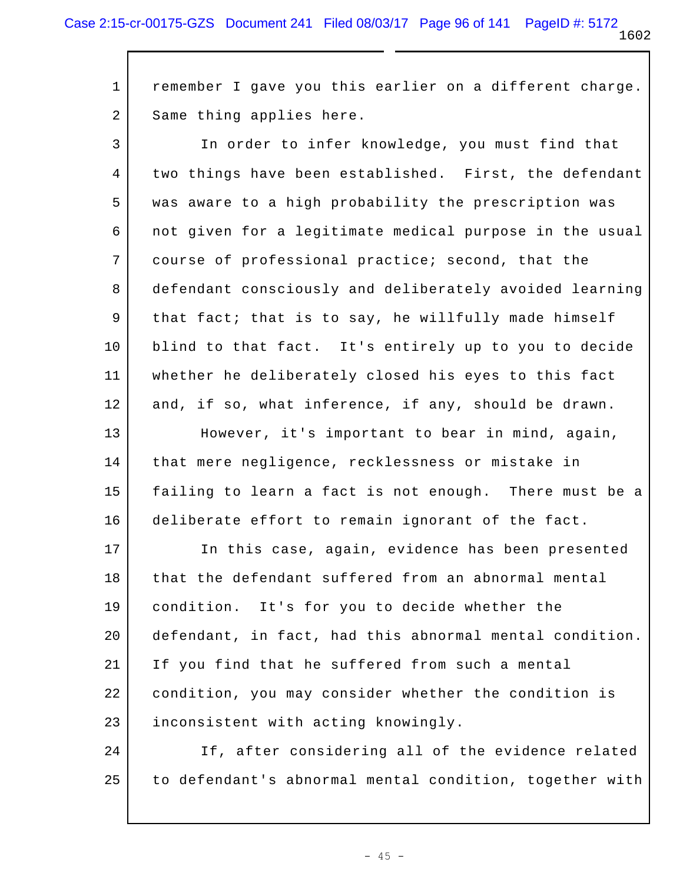remember I gave you this earlier on a different charge. Same thing applies here.

In order to infer knowledge, you must find that two things have been established. First, the defendant was aware to a high probability the prescription was not given for a legitimate medical purpose in the usual course of professional practice; second, that the defendant consciously and deliberately avoided learning that fact; that is to say, he willfully made himself blind to that fact. It's entirely up to you to decide whether he deliberately closed his eyes to this fact and, if so, what inference, if any, should be drawn.

However, it's important to bear in mind, again, that mere negligence, recklessness or mistake in failing to learn a fact is not enough. There must be a deliberate effort to remain ignorant of the fact.

In this case, again, evidence has been presented that the defendant suffered from an abnormal mental condition. It's for you to decide whether the defendant, in fact, had this abnormal mental condition. If you find that he suffered from such a mental condition, you may consider whether the condition is inconsistent with acting knowingly.

If, after considering all of the evidence related to defendant's abnormal mental condition, together with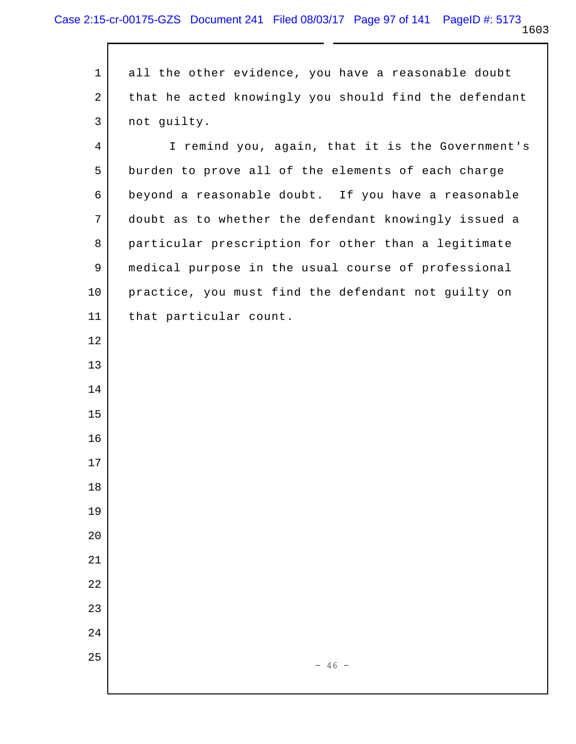all the other evidence, you have a reasonable doubt that he acted knowingly you should find the defendant not guilty.

I remind you, again, that it is the Government's burden to prove all of the elements of each charge beyond a reasonable doubt. If you have a reasonable doubt as to whether the defendant knowingly issued a particular prescription for other than a legitimate medical purpose in the usual course of professional practice, you must find the defendant not guilty on that particular count.